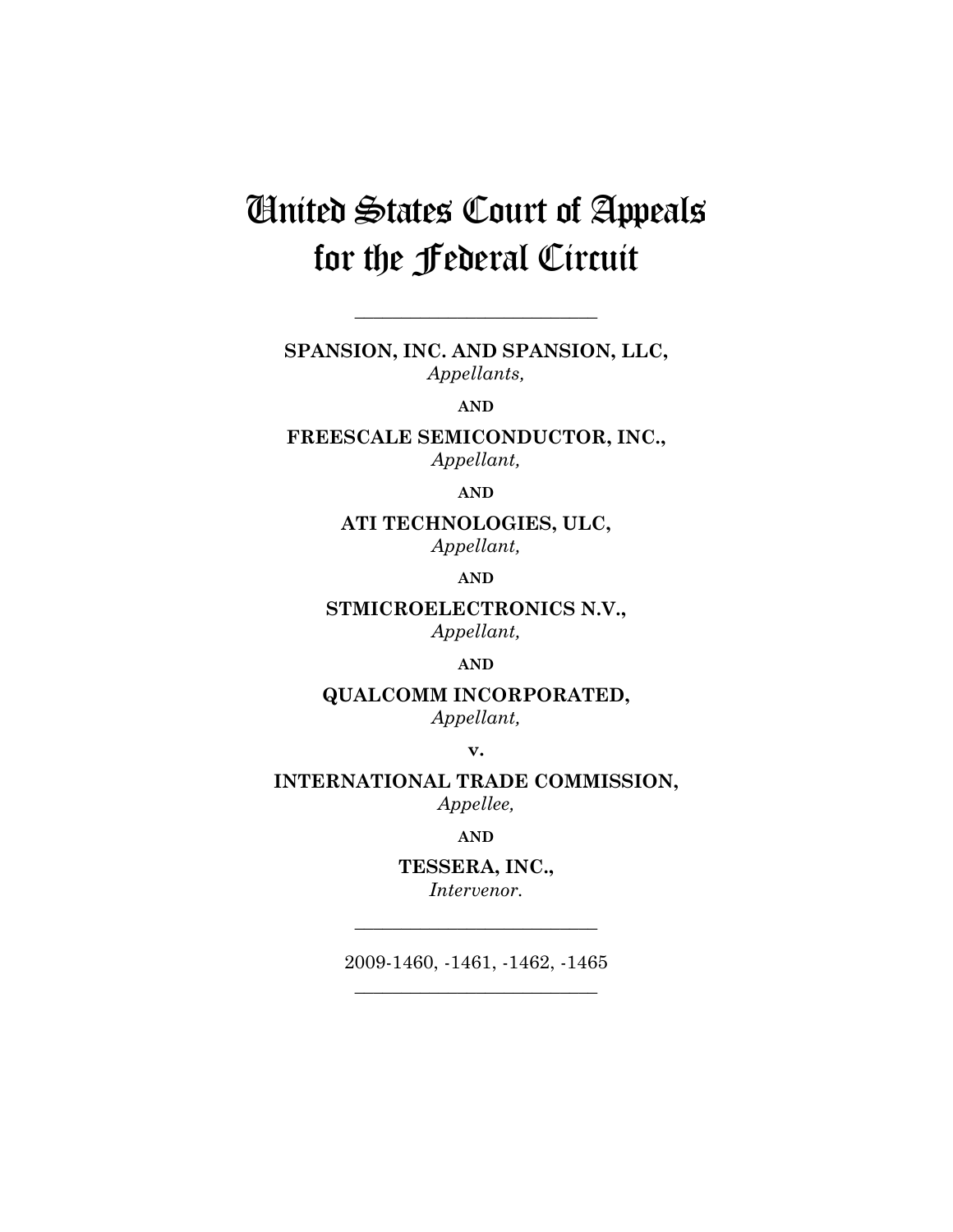# United States Court of Appeals for the Federal Circuit

---

**SPANSION, INC. AND SPANSION, LLC,**
*Appellants,*

**AND**

**FREESCALE SEMICONDUCTOR, INC.,**
*Appellant,*

**AND**

**ATI TECHNOLOGIES, ULC,**
*Appellant,*

**AND**

**STMICROELECTRONICS N.V.,**
*Appellant,*

**AND**

**QUALCOMM INCORPORATED,**
*Appellant,*

**v.**

**INTERNATIONAL TRADE COMMISSION,**
*Appellee,*

**AND**

**TESSERA, INC.,**
*Intervenor.*

---

2009-1460, -1461, -1462, -1465

---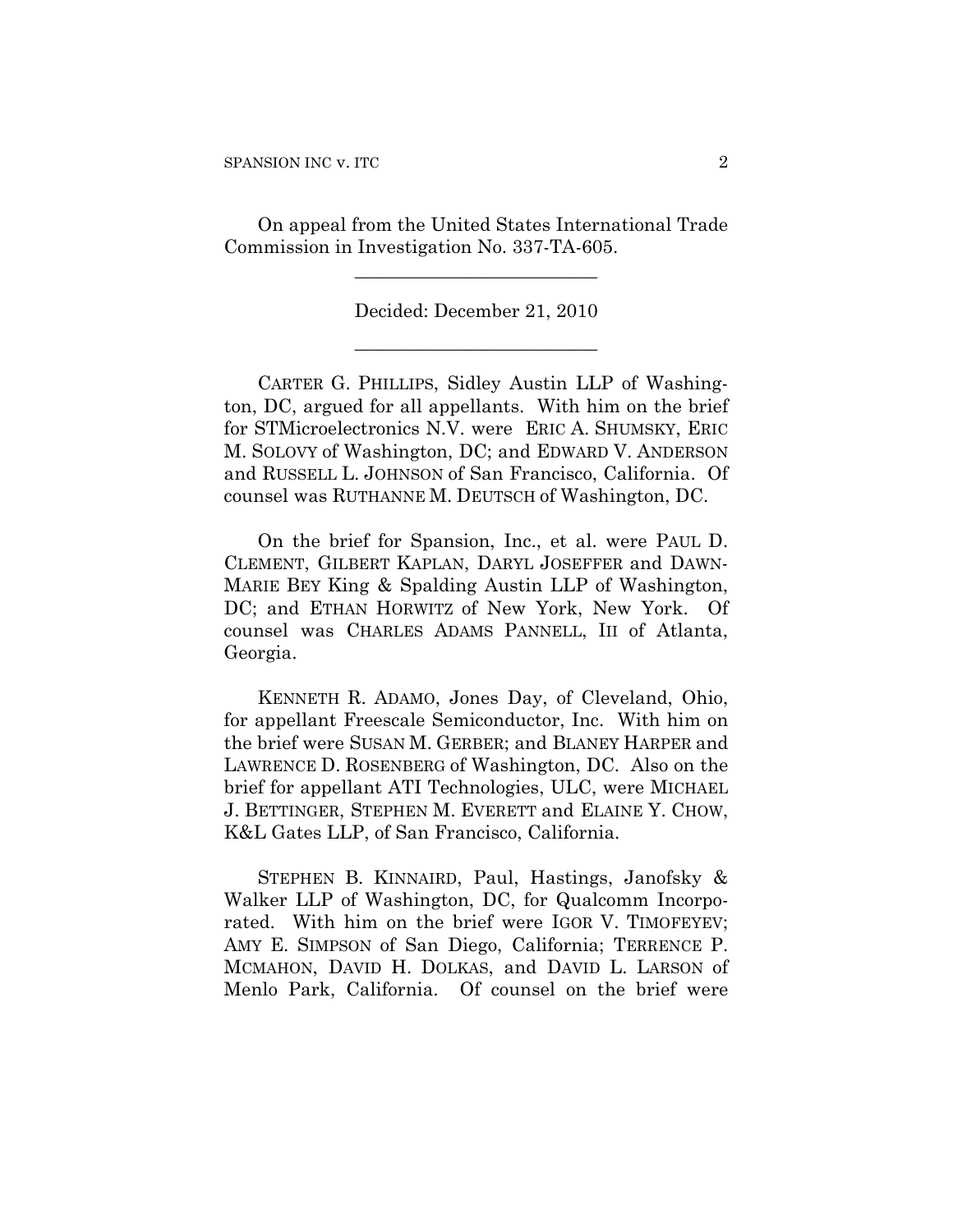On appeal from the United States International Trade Commission in Investigation No. 337-TA-605.

__________________________

Decided: December 21, 2010

__________________________

CARTER G. PHILLIPS, Sidley Austin LLP of Washington, DC, argued for all appellants. With him on the brief for STMicroelectronics N.V. were ERIC A. SHUMSKY, ERIC M. SOLOVY of Washington, DC; and EDWARD V. ANDERSON and RUSSELL L. JOHNSON of San Francisco, California. Of counsel was RUTHANNE M. DEUTSCH of Washington, DC.

On the brief for Spansion, Inc., et al. were PAUL D. CLEMENT, GILBERT KAPLAN, DARYL JOSEFFER and DAWN-MARIE BEY King & Spalding Austin LLP of Washington, DC; and ETHAN HORWITZ of New York, New York. Of counsel was CHARLES ADAMS PANNELL, III of Atlanta, Georgia.

KENNETH R. ADAMO, Jones Day, of Cleveland, Ohio, for appellant Freescale Semiconductor, Inc. With him on the brief were SUSAN M. GERBER; and BLANEY HARPER and LAWRENCE D. ROSENBERG of Washington, DC. Also on the brief for appellant ATI Technologies, ULC, were MICHAEL J. BETTINGER, STEPHEN M. EVERETT and ELAINE Y. CHOW, K&L Gates LLP, of San Francisco, California.

STEPHEN B. KINNAIRD, Paul, Hastings, Janofsky & Walker LLP of Washington, DC, for Qualcomm Incorporated. With him on the brief were IGOR V. TIMOFEYEV; AMY E. SIMPSON of San Diego, California; TERRENCE P. MCMAHON, DAVID H. DOLKAS, and DAVID L. LARSON of Menlo Park, California. Of counsel on the brief were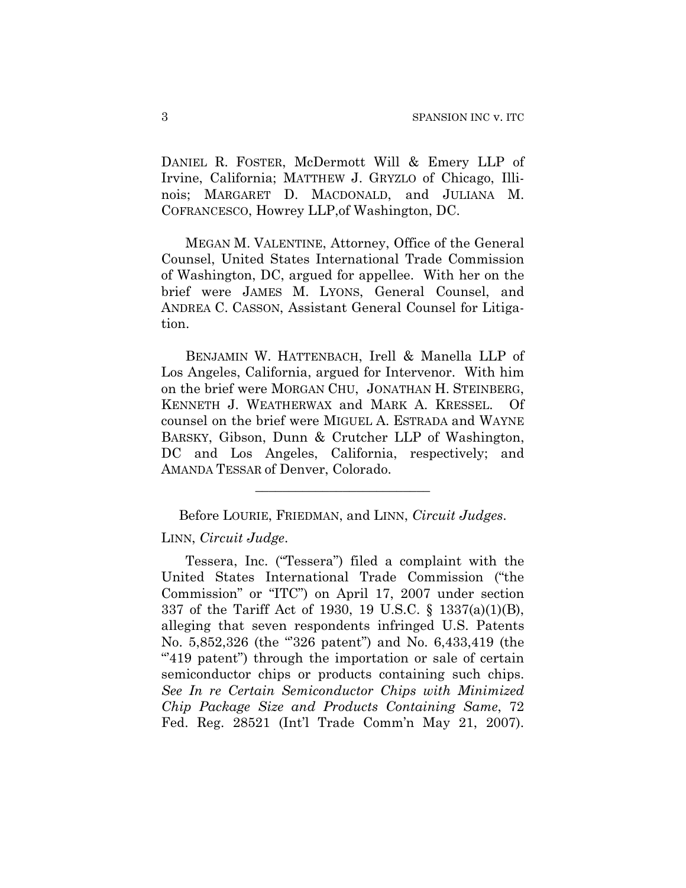DANIEL R. FOSTER, McDermott Will & Emery LLP of Irvine, California; MATTHEW J. GRYZLO of Chicago, Illinois; MARGARET D. MACDONALD, and JULIANA M. COFRANCESCO, Howrey LLP,of Washington, DC.

MEGAN M. VALENTINE, Attorney, Office of the General Counsel, United States International Trade Commission of Washington, DC, argued for appellee. With her on the brief were JAMES M. LYONS, General Counsel, and ANDREA C. CASSON, Assistant General Counsel for Litigation.

BENJAMIN W. HATTENBACH, Irell & Manella LLP of Los Angeles, California, argued for Intervenor. With him on the brief were MORGAN CHU, JONATHAN H. STEINBERG, KENNETH J. WEATHERWAX and MARK A. KRESSEL. Of counsel on the brief were MIGUEL A. ESTRADA and WAYNE BARSKY, Gibson, Dunn & Crutcher LLP of Washington, DC and Los Angeles, California, respectively; and AMANDA TESSAR of Denver, Colorado.

---

Before LOURIE, FRIEDMAN, and LINN, *Circuit Judges*.

LINN, *Circuit Judge*.

Tessera, Inc. ("Tessera") filed a complaint with the United States International Trade Commission ("the Commission" or "ITC") on April 17, 2007 under section 337 of the Tariff Act of 1930, 19 U.S.C. § 1337(a)(1)(B), alleging that seven respondents infringed U.S. Patents No. 5,852,326 (the "'326 patent") and No. 6,433,419 (the "'419 patent") through the importation or sale of certain semiconductor chips or products containing such chips. *See In re Certain Semiconductor Chips with Minimized Chip Package Size and Products Containing Same*, 72 Fed. Reg. 28521 (Int'l Trade Comm'n May 21, 2007).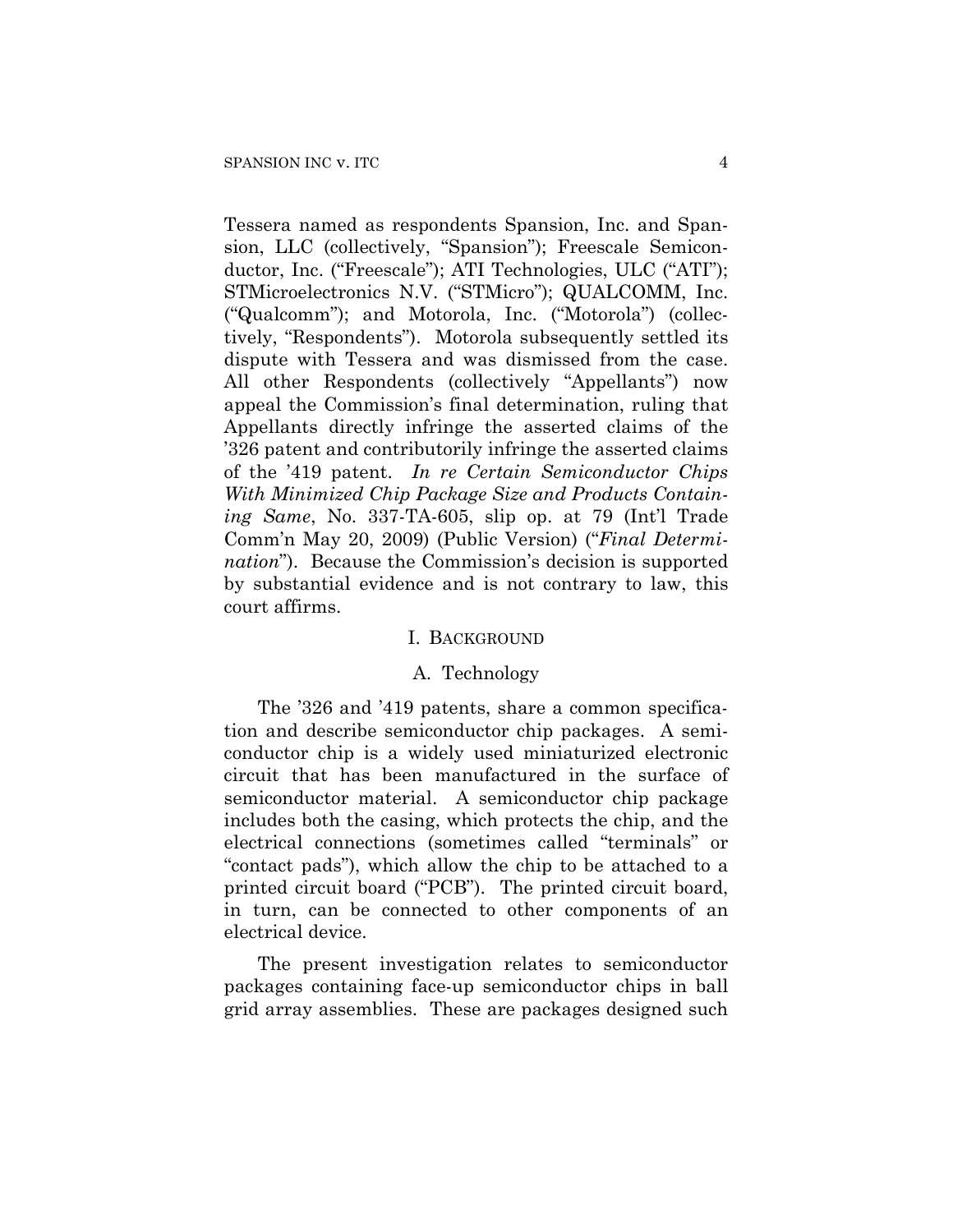Tessera named as respondents Spansion, Inc. and Spansion, LLC (collectively, "Spansion"); Freescale Semiconductor, Inc. ("Freescale"); ATI Technologies, ULC ("ATI"); STMicroelectronics N.V. ("STMicro"); QUALCOMM, Inc. ("Qualcomm"); and Motorola, Inc. ("Motorola") (collectively, "Respondents"). Motorola subsequently settled its dispute with Tessera and was dismissed from the case. All other Respondents (collectively "Appellants") now appeal the Commission's final determination, ruling that Appellants directly infringe the asserted claims of the '326 patent and contributorily infringe the asserted claims of the '419 patent. *In re Certain Semiconductor Chips With Minimized Chip Package Size and Products Containing Same*, No. 337-TA-605, slip op. at 79 (Int'l Trade Comm'n May 20, 2009) (Public Version) ("*Final Determination*"). Because the Commission's decision is supported by substantial evidence and is not contrary to law, this court affirms.

## I. BACKGROUND

### A. Technology

The '326 and '419 patents, share a common specification and describe semiconductor chip packages. A semiconductor chip is a widely used miniaturized electronic circuit that has been manufactured in the surface of semiconductor material. A semiconductor chip package includes both the casing, which protects the chip, and the electrical connections (sometimes called "terminals" or "contact pads"), which allow the chip to be attached to a printed circuit board ("PCB"). The printed circuit board, in turn, can be connected to other components of an electrical device.

The present investigation relates to semiconductor packages containing face-up semiconductor chips in ball grid array assemblies. These are packages designed such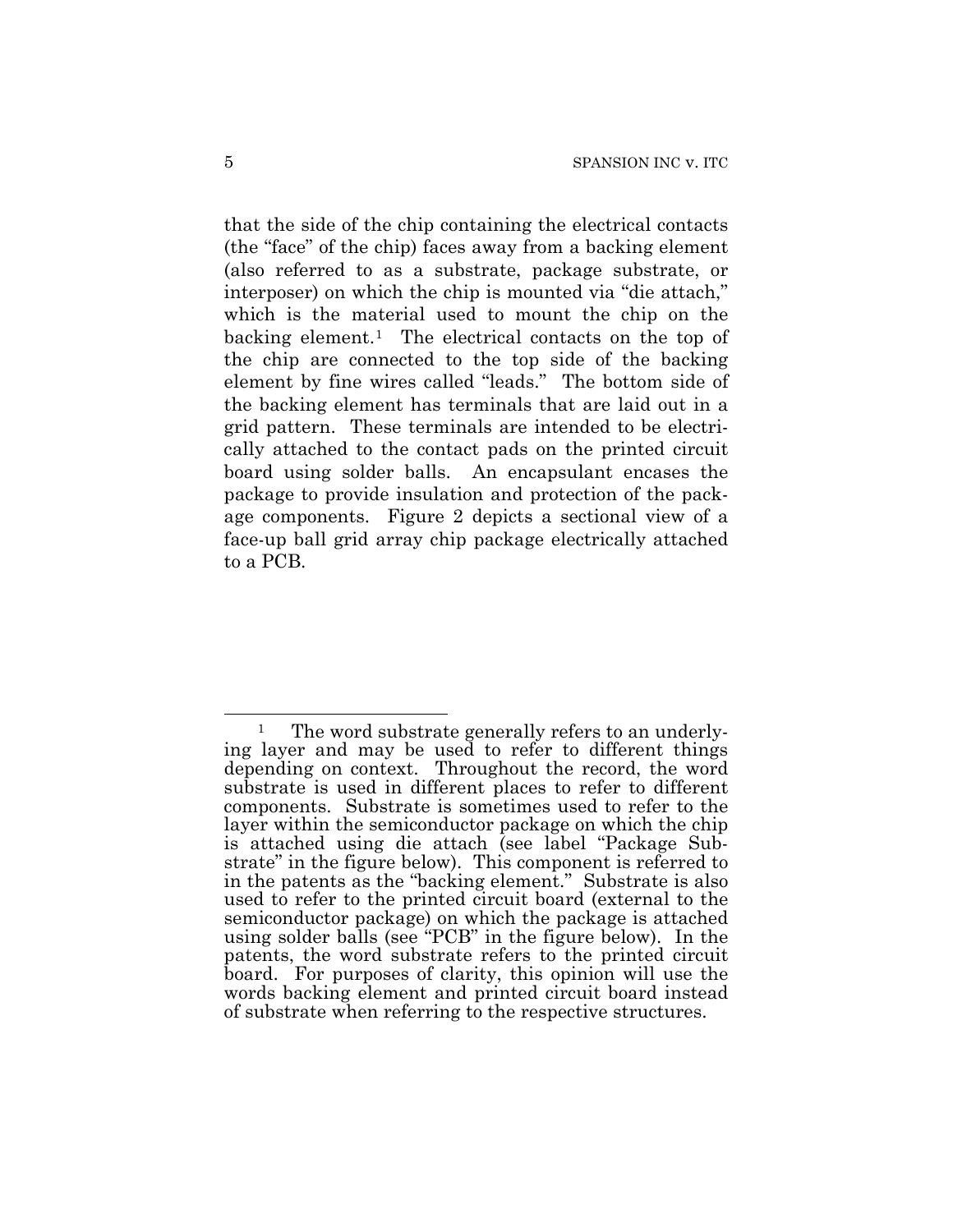that the side of the chip containing the electrical contacts (the "face" of the chip) faces away from a backing element (also referred to as a substrate, package substrate, or interposer) on which the chip is mounted via "die attach," which is the material used to mount the chip on the backing element.[1] The electrical contacts on the top of the chip are connected to the top side of the backing element by fine wires called "leads." The bottom side of the backing element has terminals that are laid out in a grid pattern. These terminals are intended to be electrically attached to the contact pads on the printed circuit board using solder balls. An encapsulant encases the package to provide insulation and protection of the package components. Figure 2 depicts a sectional view of a face-up ball grid array chip package electrically attached to a PCB.

---

[1] The word substrate generally refers to an underlying layer and may be used to refer to different things depending on context. Throughout the record, the word substrate is used in different places to refer to different components. Substrate is sometimes used to refer to the layer within the semiconductor package on which the chip is attached using die attach (see label "Package Substrate" in the figure below). This component is referred to in the patents as the "backing element." Substrate is also used to refer to the printed circuit board (external to the semiconductor package) on which the package is attached using solder balls (see "PCB" in the figure below). In the patents, the word substrate refers to the printed circuit board. For purposes of clarity, this opinion will use the words backing element and printed circuit board instead of substrate when referring to the respective structures.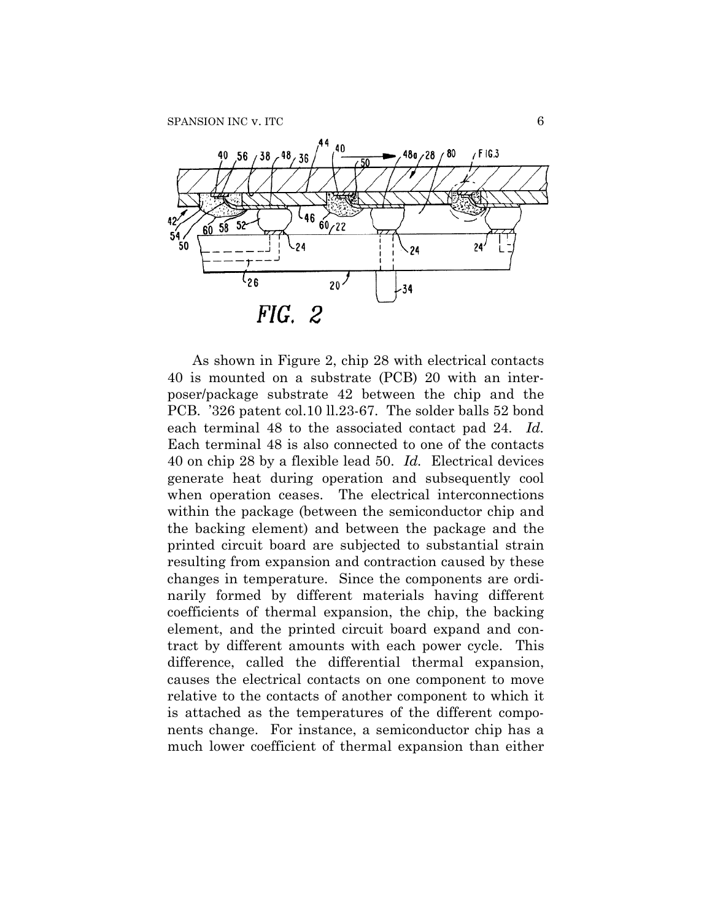FIG. 2

As shown in Figure 2, chip 28 with electrical contacts 40 is mounted on a substrate (PCB) 20 with an interposer/package substrate 42 between the chip and the PCB. '326 patent col.10 ll.23-67. The solder balls 52 bond each terminal 48 to the associated contact pad 24. *Id.* Each terminal 48 is also connected to one of the contacts 40 on chip 28 by a flexible lead 50. *Id.* Electrical devices generate heat during operation and subsequently cool when operation ceases. The electrical interconnections within the package (between the semiconductor chip and the backing element) and between the package and the printed circuit board are subjected to substantial strain resulting from expansion and contraction caused by these changes in temperature. Since the components are ordinarily formed by different materials having different coefficients of thermal expansion, the chip, the backing element, and the printed circuit board expand and contract by different amounts with each power cycle. This difference, called the differential thermal expansion, causes the electrical contacts on one component to move relative to the contacts of another component to which it is attached as the temperatures of the different components change. For instance, a semiconductor chip has a much lower coefficient of thermal expansion than either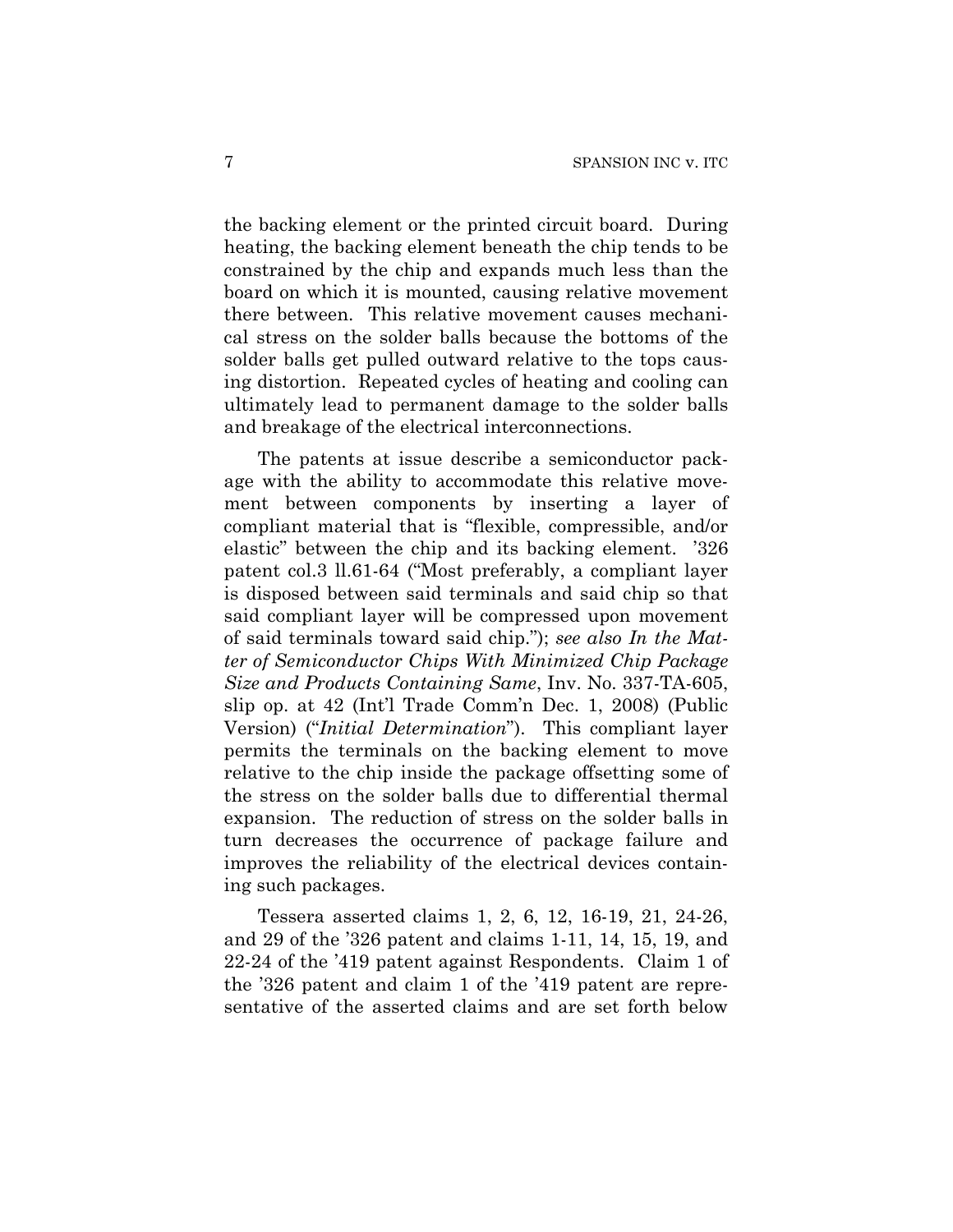the backing element or the printed circuit board. During heating, the backing element beneath the chip tends to be constrained by the chip and expands much less than the board on which it is mounted, causing relative movement there between. This relative movement causes mechanical stress on the solder balls because the bottoms of the solder balls get pulled outward relative to the tops causing distortion. Repeated cycles of heating and cooling can ultimately lead to permanent damage to the solder balls and breakage of the electrical interconnections.

The patents at issue describe a semiconductor package with the ability to accommodate this relative movement between components by inserting a layer of compliant material that is "flexible, compressible, and/or elastic" between the chip and its backing element. '326 patent col.3 ll.61-64 ("Most preferably, a compliant layer is disposed between said terminals and said chip so that said compliant layer will be compressed upon movement of said terminals toward said chip."); *see also In the Matter of Semiconductor Chips With Minimized Chip Package Size and Products Containing Same*, Inv. No. 337-TA-605, slip op. at 42 (Int'l Trade Comm'n Dec. 1, 2008) (Public Version) ("*Initial Determination*"). This compliant layer permits the terminals on the backing element to move relative to the chip inside the package offsetting some of the stress on the solder balls due to differential thermal expansion. The reduction of stress on the solder balls in turn decreases the occurrence of package failure and improves the reliability of the electrical devices containing such packages.

Tessera asserted claims 1, 2, 6, 12, 16-19, 21, 24-26, and 29 of the '326 patent and claims 1-11, 14, 15, 19, and 22-24 of the '419 patent against Respondents. Claim 1 of the '326 patent and claim 1 of the '419 patent are representative of the asserted claims and are set forth below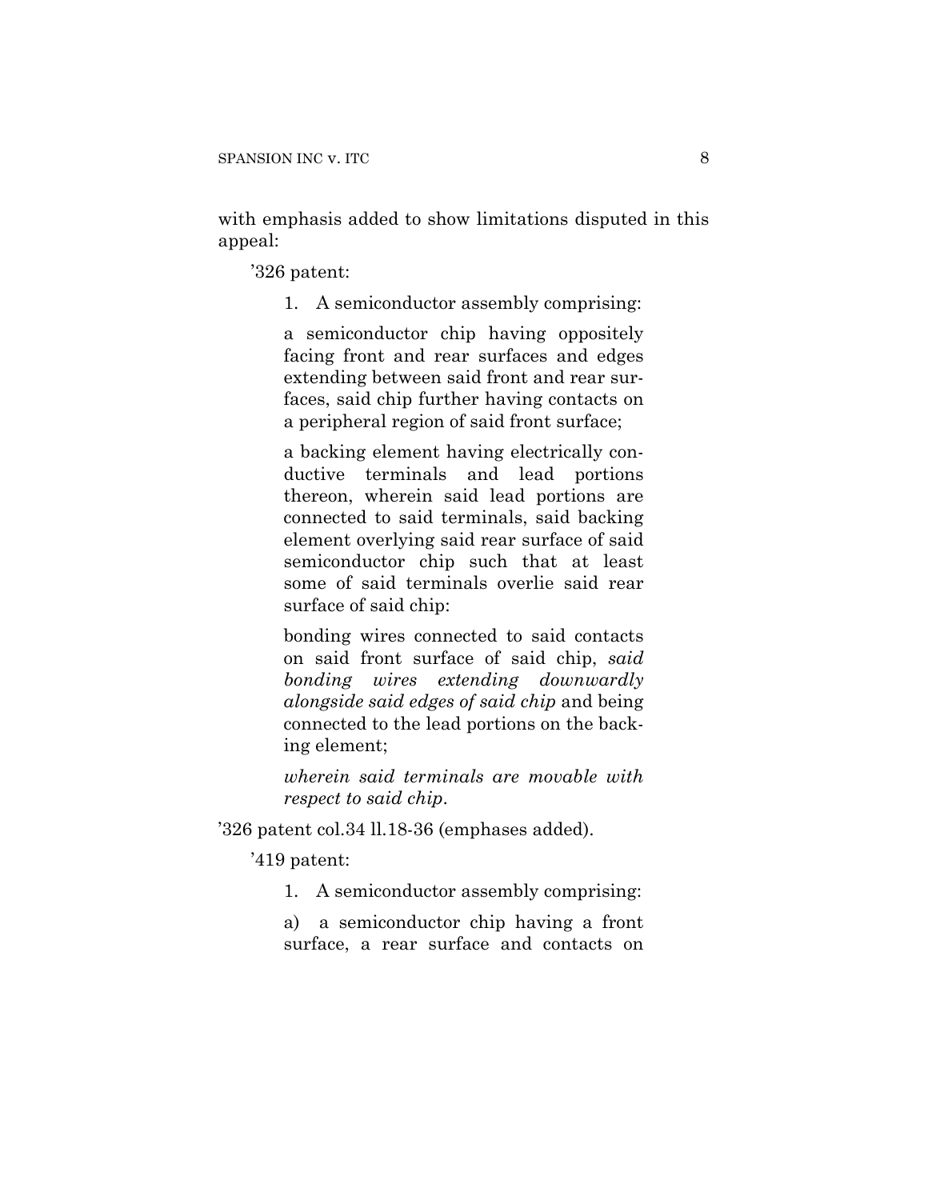with emphasis added to show limitations disputed in this appeal:

> ’326 patent:
>
> 1. A semiconductor assembly comprising:
>
> a semiconductor chip having oppositely facing front and rear surfaces and edges extending between said front and rear surfaces, said chip further having contacts on a peripheral region of said front surface;
>
> a backing element having electrically conductive terminals and lead portions thereon, wherein said lead portions are connected to said terminals, said backing element overlying said rear surface of said semiconductor chip such that at least some of said terminals overlie said rear surface of said chip:
>
> bonding wires connected to said contacts on said front surface of said chip, *said bonding wires extending downwardly alongside said edges of said chip* and being connected to the lead portions on the backing element;
>
> *wherein said terminals are movable with respect to said chip*.

’326 patent col.34 ll.18-36 (emphases added).

> ’419 patent:
>
> 1. A semiconductor assembly comprising:
>
> a) a semiconductor chip having a front surface, a rear surface and contacts on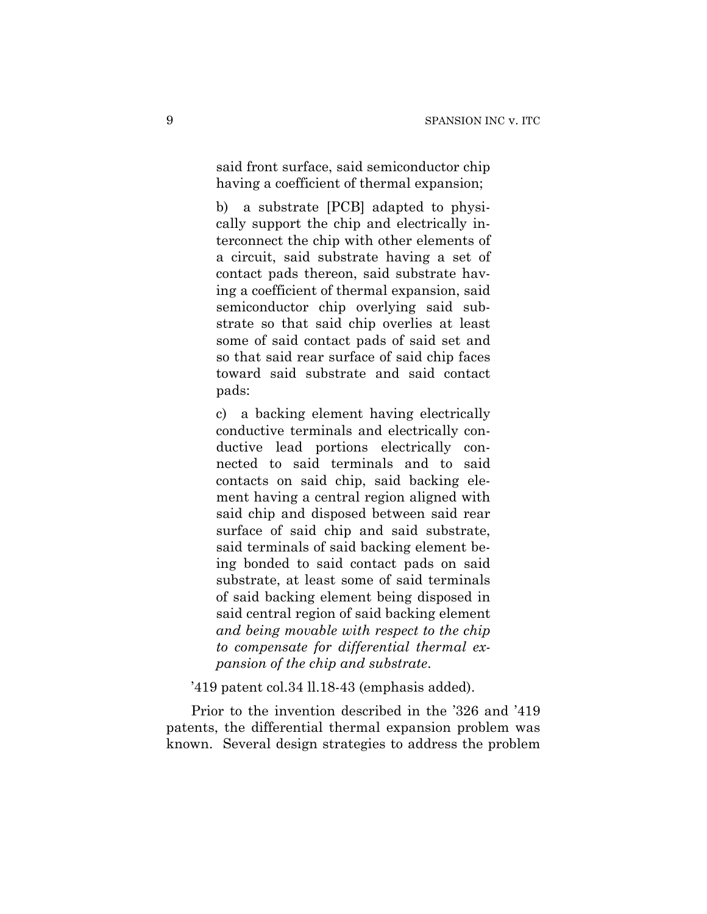> said front surface, said semiconductor chip having a coefficient of thermal expansion;
>
> b) a substrate [PCB] adapted to physically support the chip and electrically interconnect the chip with other elements of a circuit, said substrate having a set of contact pads thereon, said substrate having a coefficient of thermal expansion, said semiconductor chip overlying said substrate so that said chip overlies at least some of said contact pads of said set and so that said rear surface of said chip faces toward said substrate and said contact pads:
>
> c) a backing element having electrically conductive terminals and electrically conductive lead portions electrically connected to said terminals and to said contacts on said chip, said backing element having a central region aligned with said chip and disposed between said rear surface of said chip and said substrate, said terminals of said backing element being bonded to said contact pads on said substrate, at least some of said terminals of said backing element being disposed in said central region of said backing element *and being movable with respect to the chip to compensate for differential thermal expansion of the chip and substrate*.

'419 patent col.34 ll.18-43 (emphasis added).

Prior to the invention described in the '326 and '419 patents, the differential thermal expansion problem was known. Several design strategies to address the problem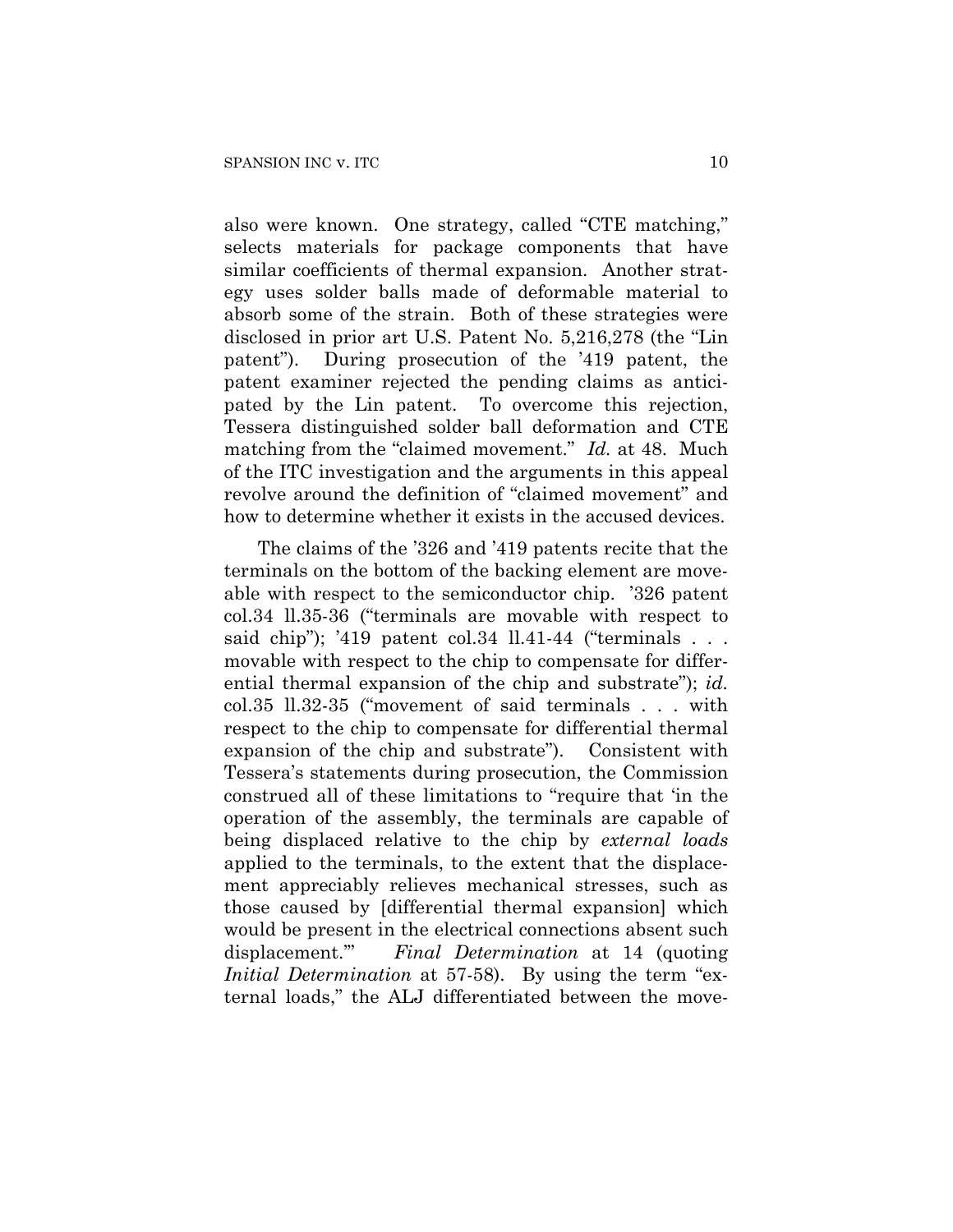also were known. One strategy, called "CTE matching," selects materials for package components that have similar coefficients of thermal expansion. Another strategy uses solder balls made of deformable material to absorb some of the strain. Both of these strategies were disclosed in prior art U.S. Patent No. 5,216,278 (the "Lin patent"). During prosecution of the '419 patent, the patent examiner rejected the pending claims as anticipated by the Lin patent. To overcome this rejection, Tessera distinguished solder ball deformation and CTE matching from the "claimed movement." *Id.* at 48. Much of the ITC investigation and the arguments in this appeal revolve around the definition of "claimed movement" and how to determine whether it exists in the accused devices.

The claims of the '326 and '419 patents recite that the terminals on the bottom of the backing element are moveable with respect to the semiconductor chip. '326 patent col.34 ll.35-36 ("terminals are movable with respect to said chip"); '419 patent col.34 ll.41-44 ("terminals . . . movable with respect to the chip to compensate for differential thermal expansion of the chip and substrate"); *id.* col.35 ll.32-35 ("movement of said terminals . . . with respect to the chip to compensate for differential thermal expansion of the chip and substrate"). Consistent with Tessera's statements during prosecution, the Commission construed all of these limitations to "require that 'in the operation of the assembly, the terminals are capable of being displaced relative to the chip by *external loads* applied to the terminals, to the extent that the displacement appreciably relieves mechanical stresses, such as those caused by [differential thermal expansion] which would be present in the electrical connections absent such displacement.'" *Final Determination* at 14 (quoting *Initial Determination* at 57-58). By using the term "external loads," the ALJ differentiated between the move-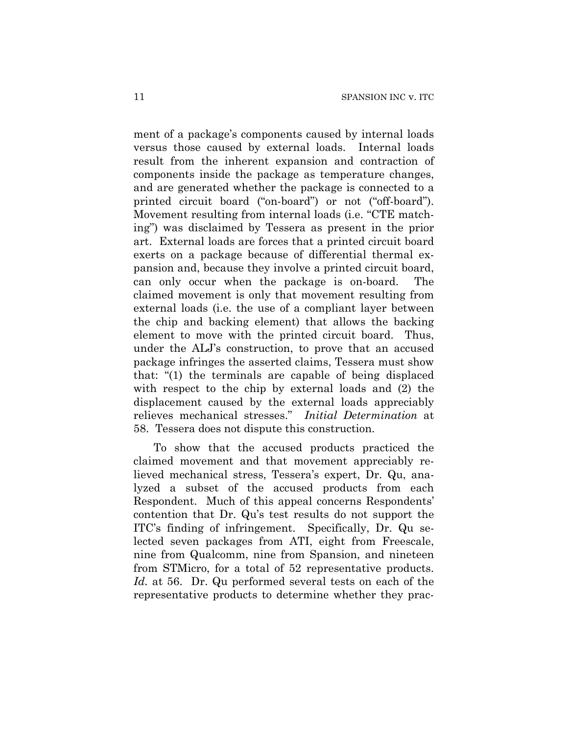ment of a package's components caused by internal loads versus those caused by external loads. Internal loads result from the inherent expansion and contraction of components inside the package as temperature changes, and are generated whether the package is connected to a printed circuit board ("on-board") or not ("off-board"). Movement resulting from internal loads (i.e. "CTE matching") was disclaimed by Tessera as present in the prior art. External loads are forces that a printed circuit board exerts on a package because of differential thermal expansion and, because they involve a printed circuit board, can only occur when the package is on-board. The claimed movement is only that movement resulting from external loads (i.e. the use of a compliant layer between the chip and backing element) that allows the backing element to move with the printed circuit board. Thus, under the ALJ's construction, to prove that an accused package infringes the asserted claims, Tessera must show that: "(1) the terminals are capable of being displaced with respect to the chip by external loads and (2) the displacement caused by the external loads appreciably relieves mechanical stresses." *Initial Determination* at 58. Tessera does not dispute this construction.

To show that the accused products practiced the claimed movement and that movement appreciably relieved mechanical stress, Tessera's expert, Dr. Qu, analyzed a subset of the accused products from each Respondent. Much of this appeal concerns Respondents' contention that Dr. Qu's test results do not support the ITC's finding of infringement. Specifically, Dr. Qu selected seven packages from ATI, eight from Freescale, nine from Qualcomm, nine from Spansion, and nineteen from STMicro, for a total of 52 representative products. *Id.* at 56. Dr. Qu performed several tests on each of the representative products to determine whether they prac-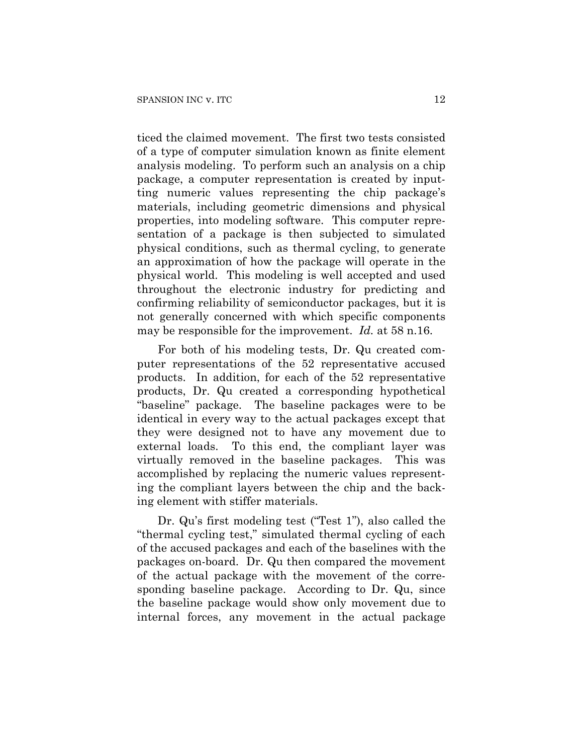ticed the claimed movement. The first two tests consisted of a type of computer simulation known as finite element analysis modeling. To perform such an analysis on a chip package, a computer representation is created by inputting numeric values representing the chip package's materials, including geometric dimensions and physical properties, into modeling software. This computer representation of a package is then subjected to simulated physical conditions, such as thermal cycling, to generate an approximation of how the package will operate in the physical world. This modeling is well accepted and used throughout the electronic industry for predicting and confirming reliability of semiconductor packages, but it is not generally concerned with which specific components may be responsible for the improvement. *Id.* at 58 n.16.

For both of his modeling tests, Dr. Qu created computer representations of the 52 representative accused products. In addition, for each of the 52 representative products, Dr. Qu created a corresponding hypothetical "baseline" package. The baseline packages were to be identical in every way to the actual packages except that they were designed not to have any movement due to external loads. To this end, the compliant layer was virtually removed in the baseline packages. This was accomplished by replacing the numeric values representing the compliant layers between the chip and the backing element with stiffer materials.

Dr. Qu's first modeling test ("Test 1"), also called the "thermal cycling test," simulated thermal cycling of each of the accused packages and each of the baselines with the packages on-board. Dr. Qu then compared the movement of the actual package with the movement of the corresponding baseline package. According to Dr. Qu, since the baseline package would show only movement due to internal forces, any movement in the actual package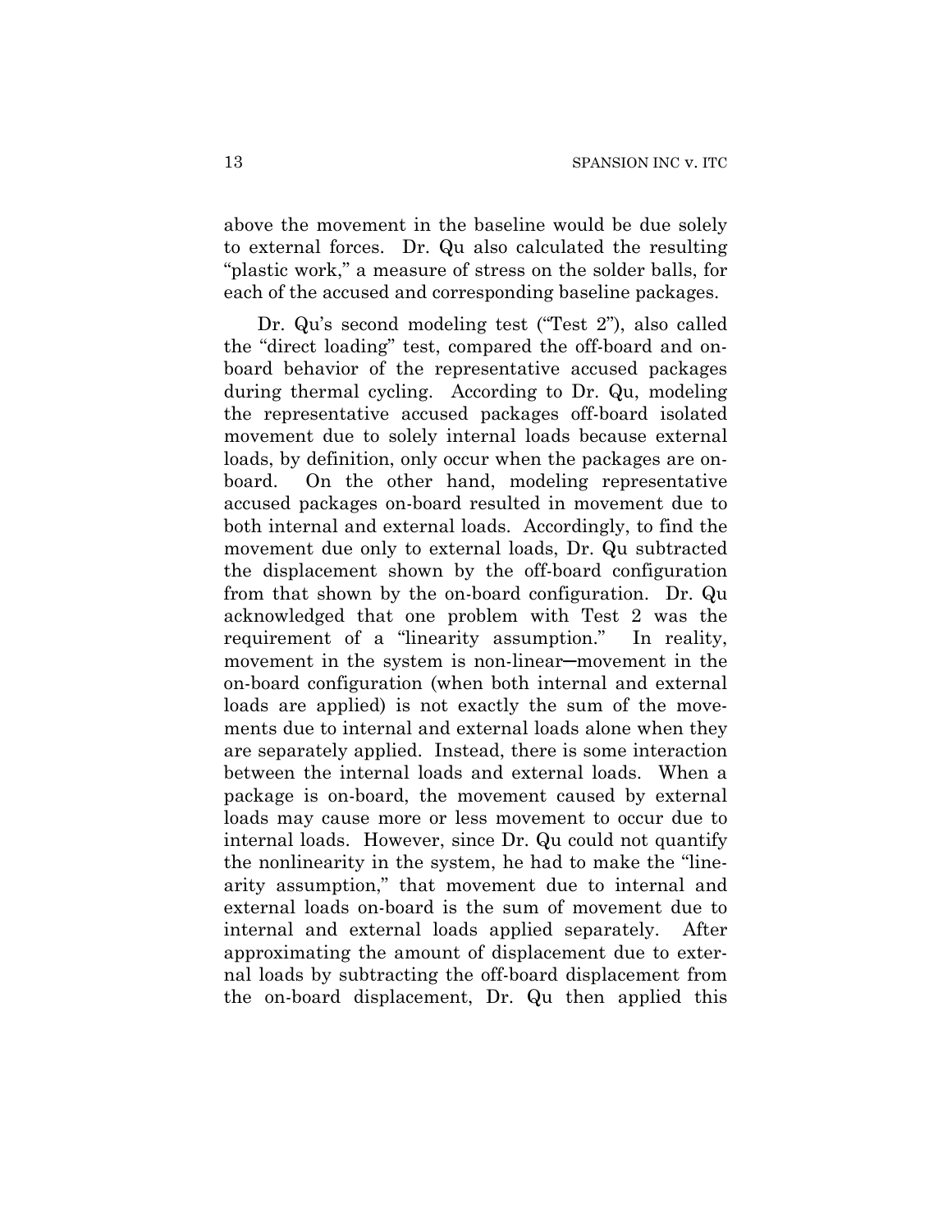above the movement in the baseline would be due solely to external forces. Dr. Qu also calculated the resulting "plastic work," a measure of stress on the solder balls, for each of the accused and corresponding baseline packages.

Dr. Qu's second modeling test ("Test 2"), also called the "direct loading" test, compared the off-board and on-board behavior of the representative accused packages during thermal cycling. According to Dr. Qu, modeling the representative accused packages off-board isolated movement due to solely internal loads because external loads, by definition, only occur when the packages are on-board. On the other hand, modeling representative accused packages on-board resulted in movement due to both internal and external loads. Accordingly, to find the movement due only to external loads, Dr. Qu subtracted the displacement shown by the off-board configuration from that shown by the on-board configuration. Dr. Qu acknowledged that one problem with Test 2 was the requirement of a "linearity assumption." In reality, movement in the system is non-linear—movement in the on-board configuration (when both internal and external loads are applied) is not exactly the sum of the movements due to internal and external loads alone when they are separately applied. Instead, there is some interaction between the internal loads and external loads. When a package is on-board, the movement caused by external loads may cause more or less movement to occur due to internal loads. However, since Dr. Qu could not quantify the nonlinearity in the system, he had to make the "linearity assumption," that movement due to internal and external loads on-board is the sum of movement due to internal and external loads applied separately. After approximating the amount of displacement due to external loads by subtracting the off-board displacement from the on-board displacement, Dr. Qu then applied this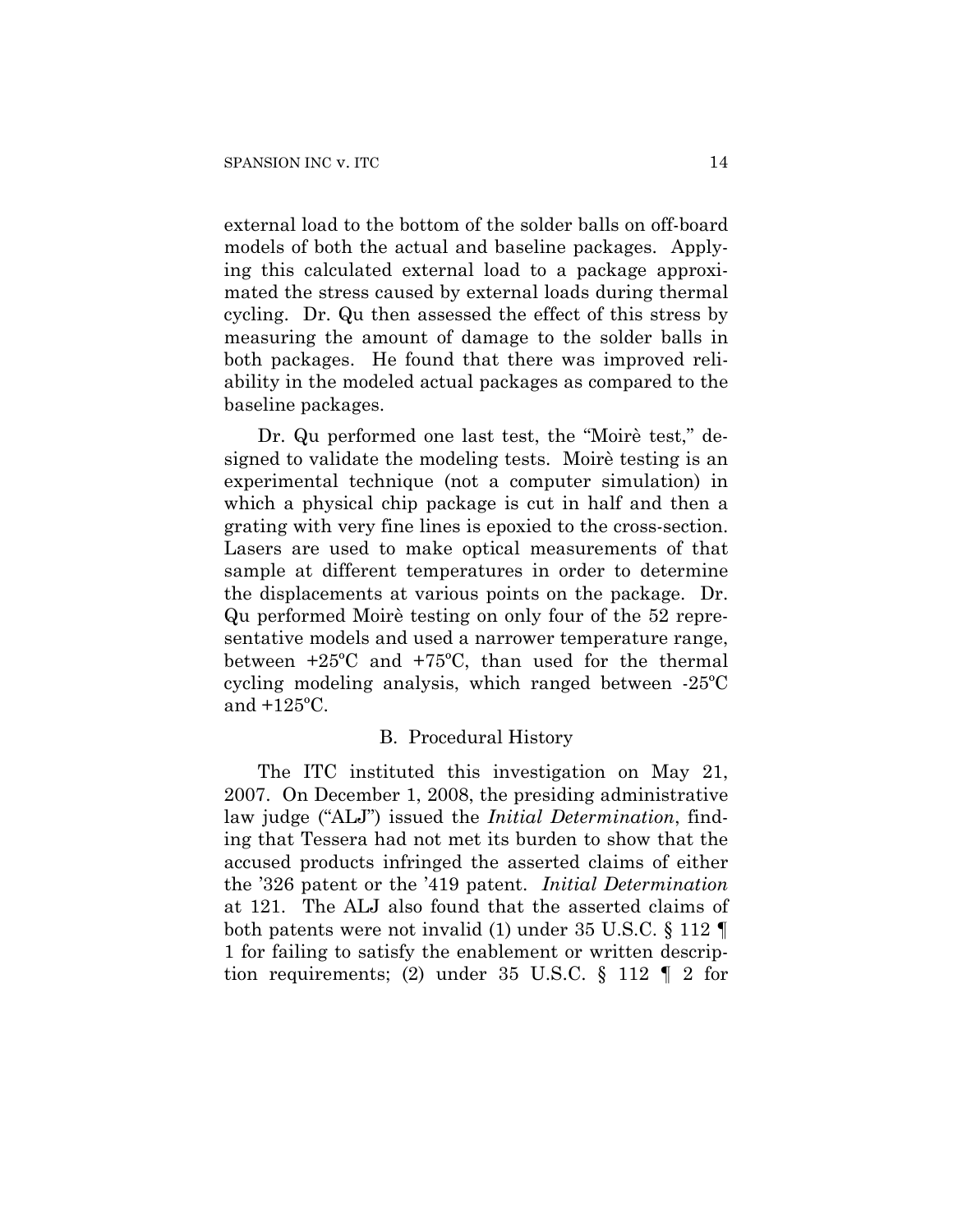external load to the bottom of the solder balls on off-board models of both the actual and baseline packages. Applying this calculated external load to a package approximated the stress caused by external loads during thermal cycling. Dr. Qu then assessed the effect of this stress by measuring the amount of damage to the solder balls in both packages. He found that there was improved reliability in the modeled actual packages as compared to the baseline packages.

Dr. Qu performed one last test, the "Moirè test," designed to validate the modeling tests. Moirè testing is an experimental technique (not a computer simulation) in which a physical chip package is cut in half and then a grating with very fine lines is epoxied to the cross-section. Lasers are used to make optical measurements of that sample at different temperatures in order to determine the displacements at various points on the package. Dr. Qu performed Moirè testing on only four of the 52 representative models and used a narrower temperature range, between +25ºC and +75ºC, than used for the thermal cycling modeling analysis, which ranged between -25ºC and +125ºC.

### B. Procedural History

The ITC instituted this investigation on May 21, 2007. On December 1, 2008, the presiding administrative law judge ("ALJ") issued the *Initial Determination*, finding that Tessera had not met its burden to show that the accused products infringed the asserted claims of either the '326 patent or the '419 patent. *Initial Determination* at 121. The ALJ also found that the asserted claims of both patents were not invalid (1) under 35 U.S.C. § 112 ¶ 1 for failing to satisfy the enablement or written description requirements; (2) under 35 U.S.C. § 112 ¶ 2 for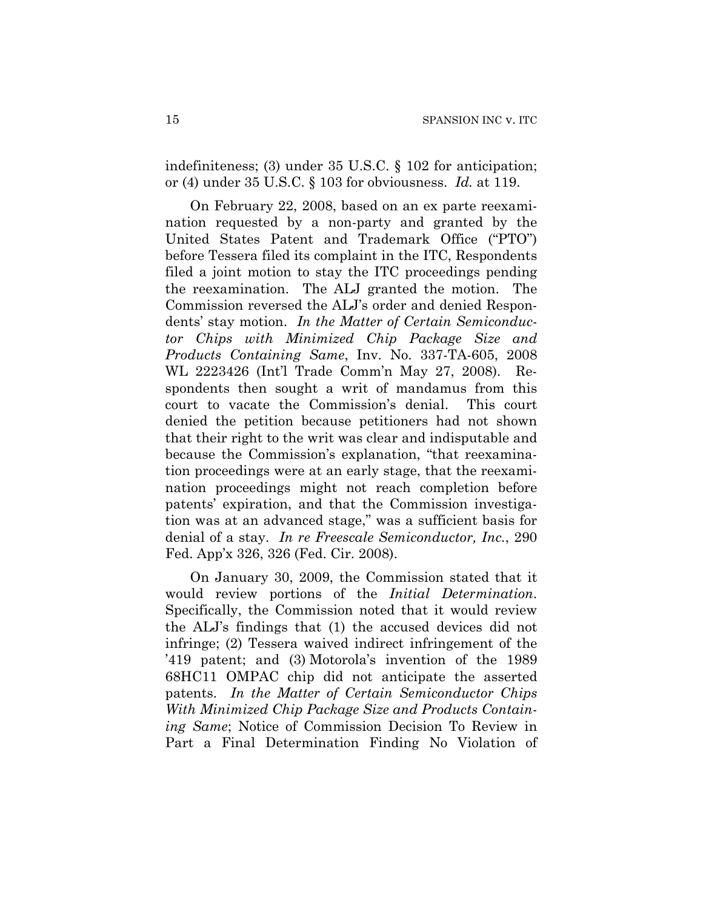indefiniteness; (3) under 35 U.S.C. § 102 for anticipation; or (4) under 35 U.S.C. § 103 for obviousness. *Id.* at 119.

On February 22, 2008, based on an ex parte reexamination requested by a non-party and granted by the United States Patent and Trademark Office ("PTO") before Tessera filed its complaint in the ITC, Respondents filed a joint motion to stay the ITC proceedings pending the reexamination. The ALJ granted the motion. The Commission reversed the ALJ's order and denied Respondents' stay motion. *In the Matter of Certain Semiconductor Chips with Minimized Chip Package Size and Products Containing Same*, Inv. No. 337-TA-605, 2008 WL 2223426 (Int'l Trade Comm'n May 27, 2008). Respondents then sought a writ of mandamus from this court to vacate the Commission's denial. This court denied the petition because petitioners had not shown that their right to the writ was clear and indisputable and because the Commission's explanation, "that reexamination proceedings were at an early stage, that the reexamination proceedings might not reach completion before patents' expiration, and that the Commission investigation was at an advanced stage," was a sufficient basis for denial of a stay. *In re Freescale Semiconductor, Inc.*, 290 Fed. App'x 326, 326 (Fed. Cir. 2008).

On January 30, 2009, the Commission stated that it would review portions of the *Initial Determination*. Specifically, the Commission noted that it would review the ALJ's findings that (1) the accused devices did not infringe; (2) Tessera waived indirect infringement of the '419 patent; and (3) Motorola's invention of the 1989 68HC11 OMPAC chip did not anticipate the asserted patents. *In the Matter of Certain Semiconductor Chips With Minimized Chip Package Size and Products Containing Same*; Notice of Commission Decision To Review in Part a Final Determination Finding No Violation of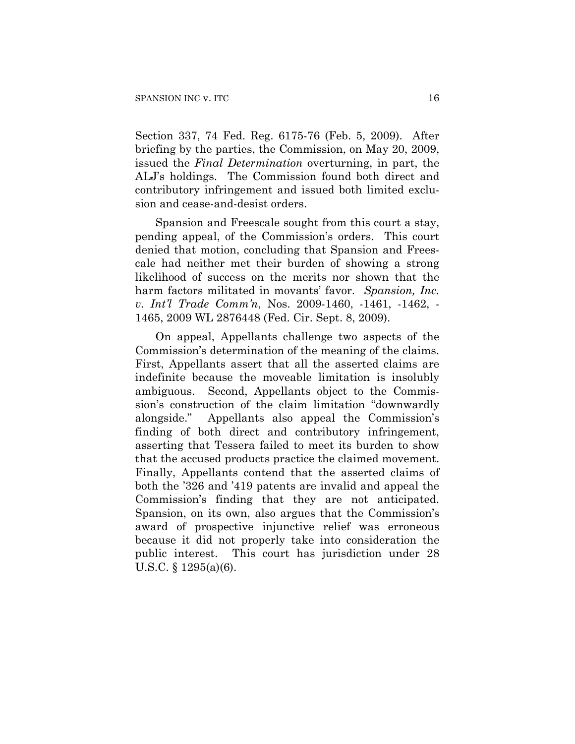Section 337, 74 Fed. Reg. 6175-76 (Feb. 5, 2009). After briefing by the parties, the Commission, on May 20, 2009, issued the *Final Determination* overturning, in part, the ALJ's holdings. The Commission found both direct and contributory infringement and issued both limited exclusion and cease-and-desist orders.

Spansion and Freescale sought from this court a stay, pending appeal, of the Commission's orders. This court denied that motion, concluding that Spansion and Freescale had neither met their burden of showing a strong likelihood of success on the merits nor shown that the harm factors militated in movants' favor. *Spansion, Inc. v. Int'l Trade Comm'n*, Nos. 2009-1460, -1461, -1462, -1465, 2009 WL 2876448 (Fed. Cir. Sept. 8, 2009).

On appeal, Appellants challenge two aspects of the Commission's determination of the meaning of the claims. First, Appellants assert that all the asserted claims are indefinite because the moveable limitation is insolubly ambiguous. Second, Appellants object to the Commission's construction of the claim limitation "downwardly alongside." Appellants also appeal the Commission's finding of both direct and contributory infringement, asserting that Tessera failed to meet its burden to show that the accused products practice the claimed movement. Finally, Appellants contend that the asserted claims of both the '326 and '419 patents are invalid and appeal the Commission's finding that they are not anticipated. Spansion, on its own, also argues that the Commission's award of prospective injunctive relief was erroneous because it did not properly take into consideration the public interest. This court has jurisdiction under 28 U.S.C. § 1295(a)(6).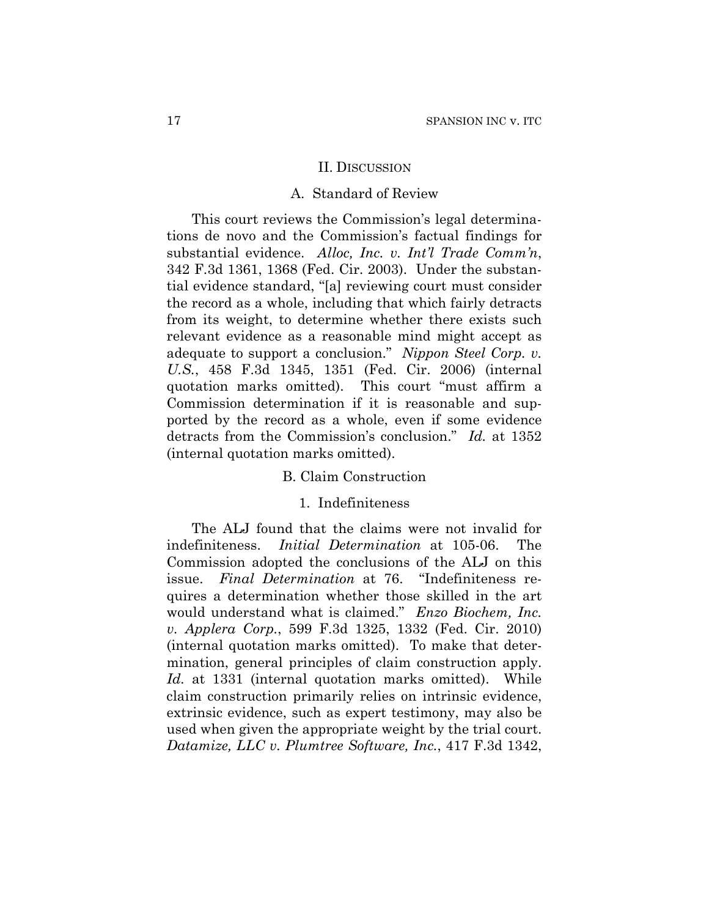## II. Discussion

### A. Standard of Review

This court reviews the Commission's legal determinations de novo and the Commission's factual findings for substantial evidence. *Alloc, Inc. v. Int'l Trade Comm'n*, 342 F.3d 1361, 1368 (Fed. Cir. 2003). Under the substantial evidence standard, "[a] reviewing court must consider the record as a whole, including that which fairly detracts from its weight, to determine whether there exists such relevant evidence as a reasonable mind might accept as adequate to support a conclusion." *Nippon Steel Corp. v. U.S.*, 458 F.3d 1345, 1351 (Fed. Cir. 2006) (internal quotation marks omitted). This court "must affirm a Commission determination if it is reasonable and supported by the record as a whole, even if some evidence detracts from the Commission's conclusion." *Id.* at 1352 (internal quotation marks omitted).

### B. Claim Construction

#### 1. Indefiniteness

The ALJ found that the claims were not invalid for indefiniteness. *Initial Determination* at 105-06. The Commission adopted the conclusions of the ALJ on this issue. *Final Determination* at 76. "Indefiniteness requires a determination whether those skilled in the art would understand what is claimed." *Enzo Biochem, Inc. v. Applera Corp.*, 599 F.3d 1325, 1332 (Fed. Cir. 2010) (internal quotation marks omitted). To make that determination, general principles of claim construction apply. *Id.* at 1331 (internal quotation marks omitted). While claim construction primarily relies on intrinsic evidence, extrinsic evidence, such as expert testimony, may also be used when given the appropriate weight by the trial court. *Datamize, LLC v. Plumtree Software, Inc.*, 417 F.3d 1342,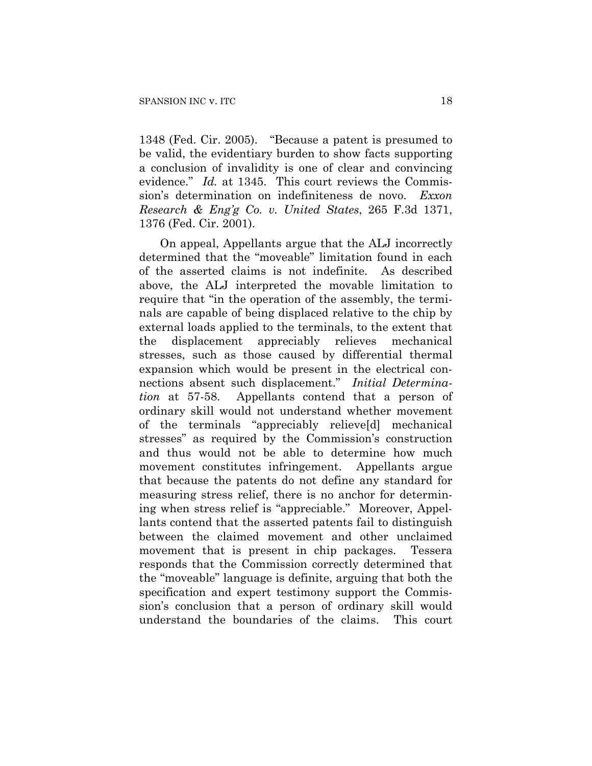1348 (Fed. Cir. 2005). "Because a patent is presumed to be valid, the evidentiary burden to show facts supporting a conclusion of invalidity is one of clear and convincing evidence." *Id.* at 1345. This court reviews the Commission's determination on indefiniteness de novo. *Exxon Research & Eng'g Co. v. United States*, 265 F.3d 1371, 1376 (Fed. Cir. 2001).

On appeal, Appellants argue that the ALJ incorrectly determined that the "moveable" limitation found in each of the asserted claims is not indefinite. As described above, the ALJ interpreted the movable limitation to require that "in the operation of the assembly, the terminals are capable of being displaced relative to the chip by external loads applied to the terminals, to the extent that the displacement appreciably relieves mechanical stresses, such as those caused by differential thermal expansion which would be present in the electrical connections absent such displacement." *Initial Determination* at 57-58. Appellants contend that a person of ordinary skill would not understand whether movement of the terminals "appreciably relieve[d] mechanical stresses" as required by the Commission's construction and thus would not be able to determine how much movement constitutes infringement. Appellants argue that because the patents do not define any standard for measuring stress relief, there is no anchor for determining when stress relief is "appreciable." Moreover, Appellants contend that the asserted patents fail to distinguish between the claimed movement and other unclaimed movement that is present in chip packages. Tessera responds that the Commission correctly determined that the "moveable" language is definite, arguing that both the specification and expert testimony support the Commission's conclusion that a person of ordinary skill would understand the boundaries of the claims. This court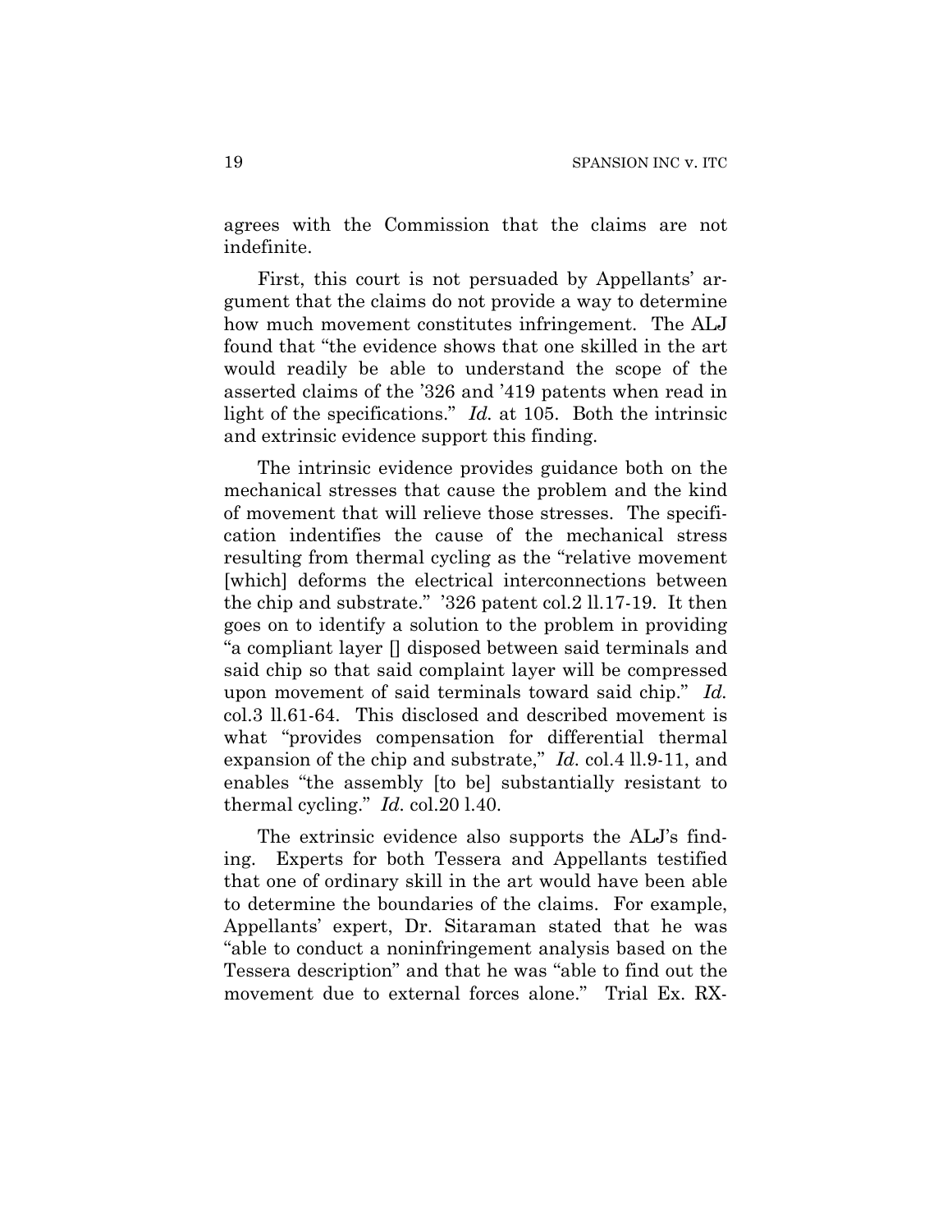agrees with the Commission that the claims are not indefinite.

First, this court is not persuaded by Appellants' argument that the claims do not provide a way to determine how much movement constitutes infringement. The ALJ found that "the evidence shows that one skilled in the art would readily be able to understand the scope of the asserted claims of the '326 and '419 patents when read in light of the specifications." *Id.* at 105. Both the intrinsic and extrinsic evidence support this finding.

The intrinsic evidence provides guidance both on the mechanical stresses that cause the problem and the kind of movement that will relieve those stresses. The specification indentifies the cause of the mechanical stress resulting from thermal cycling as the "relative movement [which] deforms the electrical interconnections between the chip and substrate." '326 patent col.2 ll.17-19. It then goes on to identify a solution to the problem in providing "a compliant layer [] disposed between said terminals and said chip so that said complaint layer will be compressed upon movement of said terminals toward said chip." *Id.* col.3 ll.61-64. This disclosed and described movement is what "provides compensation for differential thermal expansion of the chip and substrate," *Id.* col.4 ll.9-11, and enables "the assembly [to be] substantially resistant to thermal cycling." *Id.* col.20 l.40.

The extrinsic evidence also supports the ALJ's finding. Experts for both Tessera and Appellants testified that one of ordinary skill in the art would have been able to determine the boundaries of the claims. For example, Appellants' expert, Dr. Sitaraman stated that he was "able to conduct a noninfringement analysis based on the Tessera description" and that he was "able to find out the movement due to external forces alone." Trial Ex. RX-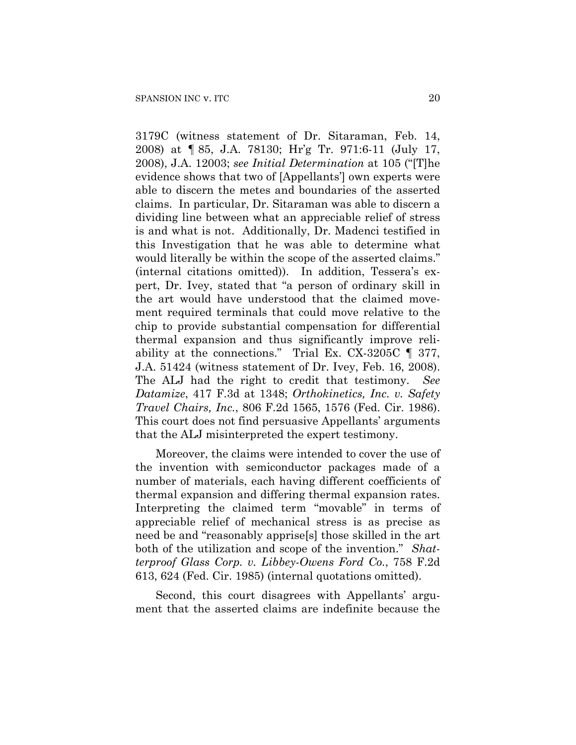3179C (witness statement of Dr. Sitaraman, Feb. 14, 2008) at ¶ 85, J.A. 78130; Hr'g Tr. 971:6-11 (July 17, 2008), J.A. 12003; *see Initial Determination* at 105 ("[T]he evidence shows that two of [Appellants'] own experts were able to discern the metes and boundaries of the asserted claims. In particular, Dr. Sitaraman was able to discern a dividing line between what an appreciable relief of stress is and what is not. Additionally, Dr. Madenci testified in this Investigation that he was able to determine what would literally be within the scope of the asserted claims." (internal citations omitted)). In addition, Tessera's expert, Dr. Ivey, stated that "a person of ordinary skill in the art would have understood that the claimed movement required terminals that could move relative to the chip to provide substantial compensation for differential thermal expansion and thus significantly improve reliability at the connections." Trial Ex. CX-3205C ¶ 377, J.A. 51424 (witness statement of Dr. Ivey, Feb. 16, 2008). The ALJ had the right to credit that testimony. *See Datamize*, 417 F.3d at 1348; *Orthokinetics, Inc. v. Safety Travel Chairs, Inc.*, 806 F.2d 1565, 1576 (Fed. Cir. 1986). This court does not find persuasive Appellants' arguments that the ALJ misinterpreted the expert testimony.

Moreover, the claims were intended to cover the use of the invention with semiconductor packages made of a number of materials, each having different coefficients of thermal expansion and differing thermal expansion rates. Interpreting the claimed term "movable" in terms of appreciable relief of mechanical stress is as precise as need be and "reasonably apprise[s] those skilled in the art both of the utilization and scope of the invention." *Shatterproof Glass Corp. v. Libbey-Owens Ford Co.*, 758 F.2d 613, 624 (Fed. Cir. 1985) (internal quotations omitted).

Second, this court disagrees with Appellants' argument that the asserted claims are indefinite because the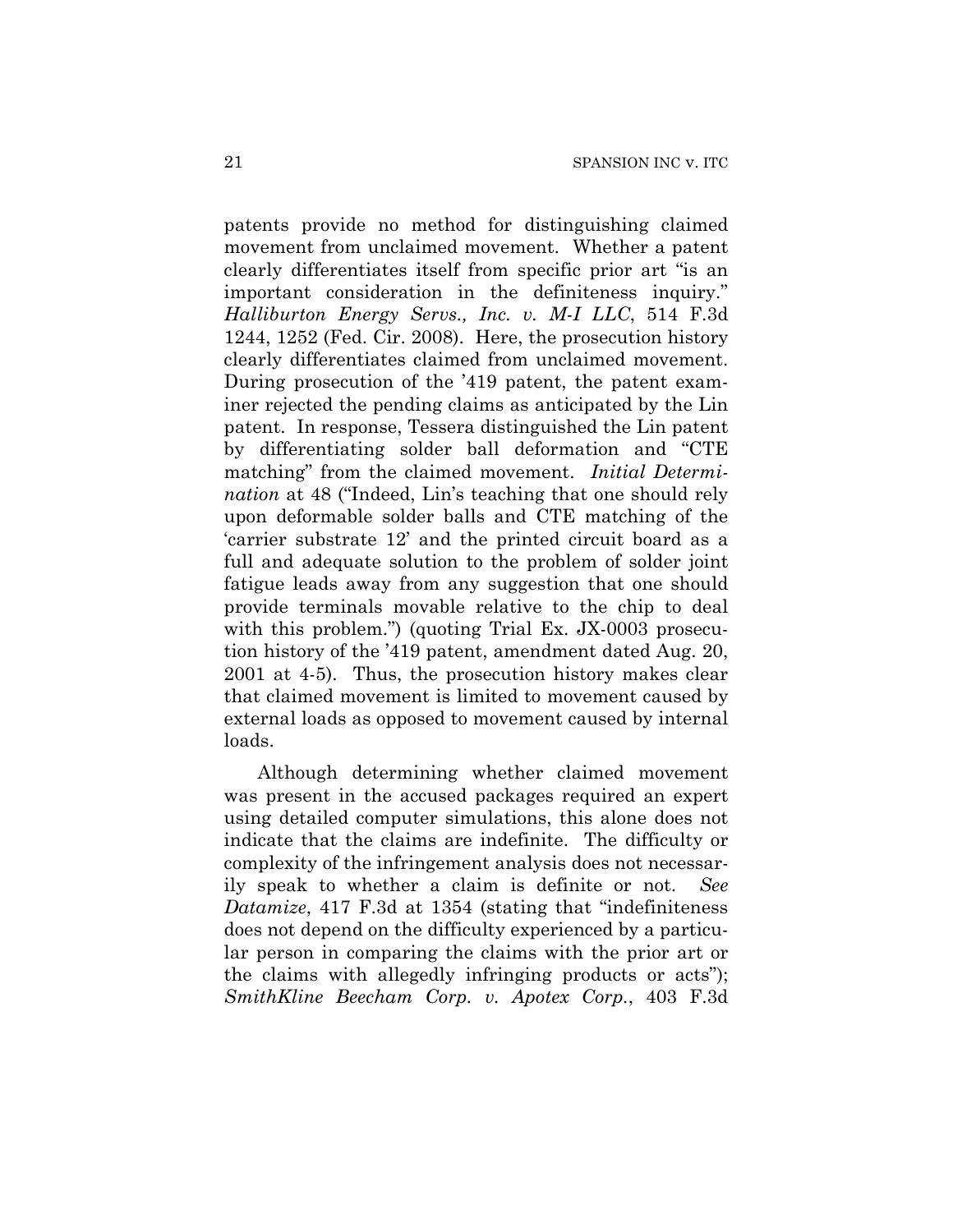patents provide no method for distinguishing claimed movement from unclaimed movement. Whether a patent clearly differentiates itself from specific prior art "is an important consideration in the definiteness inquiry." *Halliburton Energy Servs., Inc. v. M-I LLC*, 514 F.3d 1244, 1252 (Fed. Cir. 2008). Here, the prosecution history clearly differentiates claimed from unclaimed movement. During prosecution of the '419 patent, the patent examiner rejected the pending claims as anticipated by the Lin patent. In response, Tessera distinguished the Lin patent by differentiating solder ball deformation and "CTE matching" from the claimed movement. *Initial Determination* at 48 ("Indeed, Lin's teaching that one should rely upon deformable solder balls and CTE matching of the 'carrier substrate 12' and the printed circuit board as a full and adequate solution to the problem of solder joint fatigue leads away from any suggestion that one should provide terminals movable relative to the chip to deal with this problem.") (quoting Trial Ex. JX-0003 prosecution history of the '419 patent, amendment dated Aug. 20, 2001 at 4-5). Thus, the prosecution history makes clear that claimed movement is limited to movement caused by external loads as opposed to movement caused by internal loads.

Although determining whether claimed movement was present in the accused packages required an expert using detailed computer simulations, this alone does not indicate that the claims are indefinite. The difficulty or complexity of the infringement analysis does not necessarily speak to whether a claim is definite or not. *See Datamize*, 417 F.3d at 1354 (stating that "indefiniteness does not depend on the difficulty experienced by a particular person in comparing the claims with the prior art or the claims with allegedly infringing products or acts"); *SmithKline Beecham Corp. v. Apotex Corp.*, 403 F.3d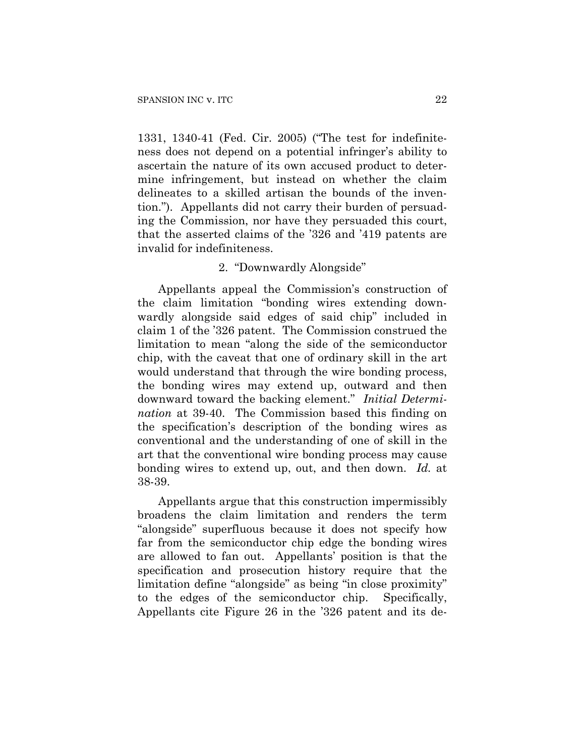1331, 1340-41 (Fed. Cir. 2005) ("The test for indefiniteness does not depend on a potential infringer's ability to ascertain the nature of its own accused product to determine infringement, but instead on whether the claim delineates to a skilled artisan the bounds of the invention."). Appellants did not carry their burden of persuading the Commission, nor have they persuaded this court, that the asserted claims of the '326 and '419 patents are invalid for indefiniteness.

### 2. "Downwardly Alongside"

Appellants appeal the Commission's construction of the claim limitation "bonding wires extending downwardly alongside said edges of said chip" included in claim 1 of the '326 patent. The Commission construed the limitation to mean "along the side of the semiconductor chip, with the caveat that one of ordinary skill in the art would understand that through the wire bonding process, the bonding wires may extend up, outward and then downward toward the backing element." *Initial Determination* at 39-40. The Commission based this finding on the specification's description of the bonding wires as conventional and the understanding of one of skill in the art that the conventional wire bonding process may cause bonding wires to extend up, out, and then down. *Id.* at 38-39.

Appellants argue that this construction impermissibly broadens the claim limitation and renders the term "alongside" superfluous because it does not specify how far from the semiconductor chip edge the bonding wires are allowed to fan out. Appellants' position is that the specification and prosecution history require that the limitation define "alongside" as being "in close proximity" to the edges of the semiconductor chip. Specifically, Appellants cite Figure 26 in the '326 patent and its de-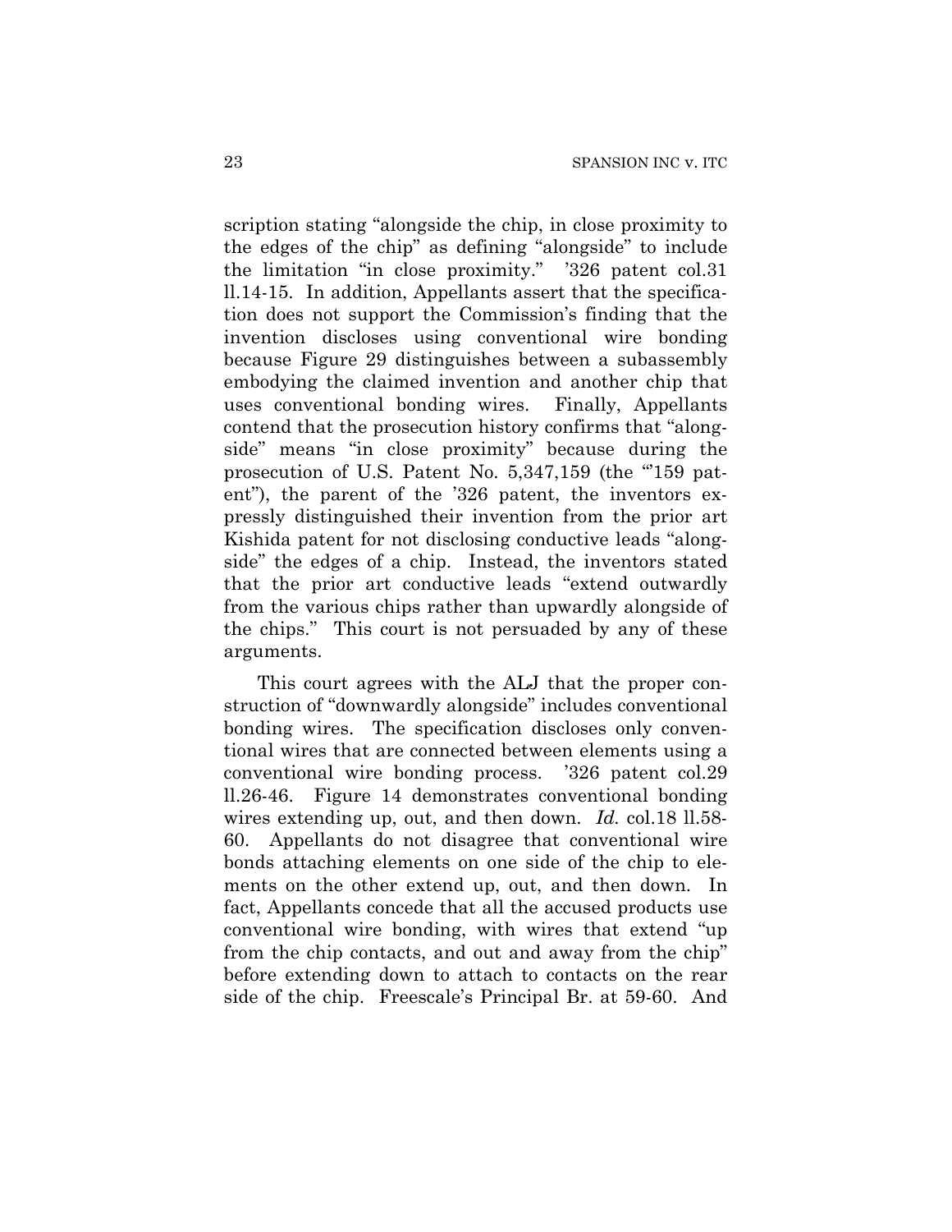scription stating "alongside the chip, in close proximity to the edges of the chip" as defining "alongside" to include the limitation "in close proximity." '326 patent col.31 ll.14-15. In addition, Appellants assert that the specification does not support the Commission's finding that the invention discloses using conventional wire bonding because Figure 29 distinguishes between a subassembly embodying the claimed invention and another chip that uses conventional bonding wires. Finally, Appellants contend that the prosecution history confirms that "alongside" means "in close proximity" because during the prosecution of U.S. Patent No. 5,347,159 (the "'159 patent"), the parent of the '326 patent, the inventors expressly distinguished their invention from the prior art Kishida patent for not disclosing conductive leads "alongside" the edges of a chip. Instead, the inventors stated that the prior art conductive leads "extend outwardly from the various chips rather than upwardly alongside of the chips." This court is not persuaded by any of these arguments.

This court agrees with the ALJ that the proper construction of "downwardly alongside" includes conventional bonding wires. The specification discloses only conventional wires that are connected between elements using a conventional wire bonding process. '326 patent col.29 ll.26-46. Figure 14 demonstrates conventional bonding wires extending up, out, and then down. *Id.* col.18 ll.58-60. Appellants do not disagree that conventional wire bonds attaching elements on one side of the chip to elements on the other extend up, out, and then down. In fact, Appellants concede that all the accused products use conventional wire bonding, with wires that extend "up from the chip contacts, and out and away from the chip" before extending down to attach to contacts on the rear side of the chip. Freescale's Principal Br. at 59-60. And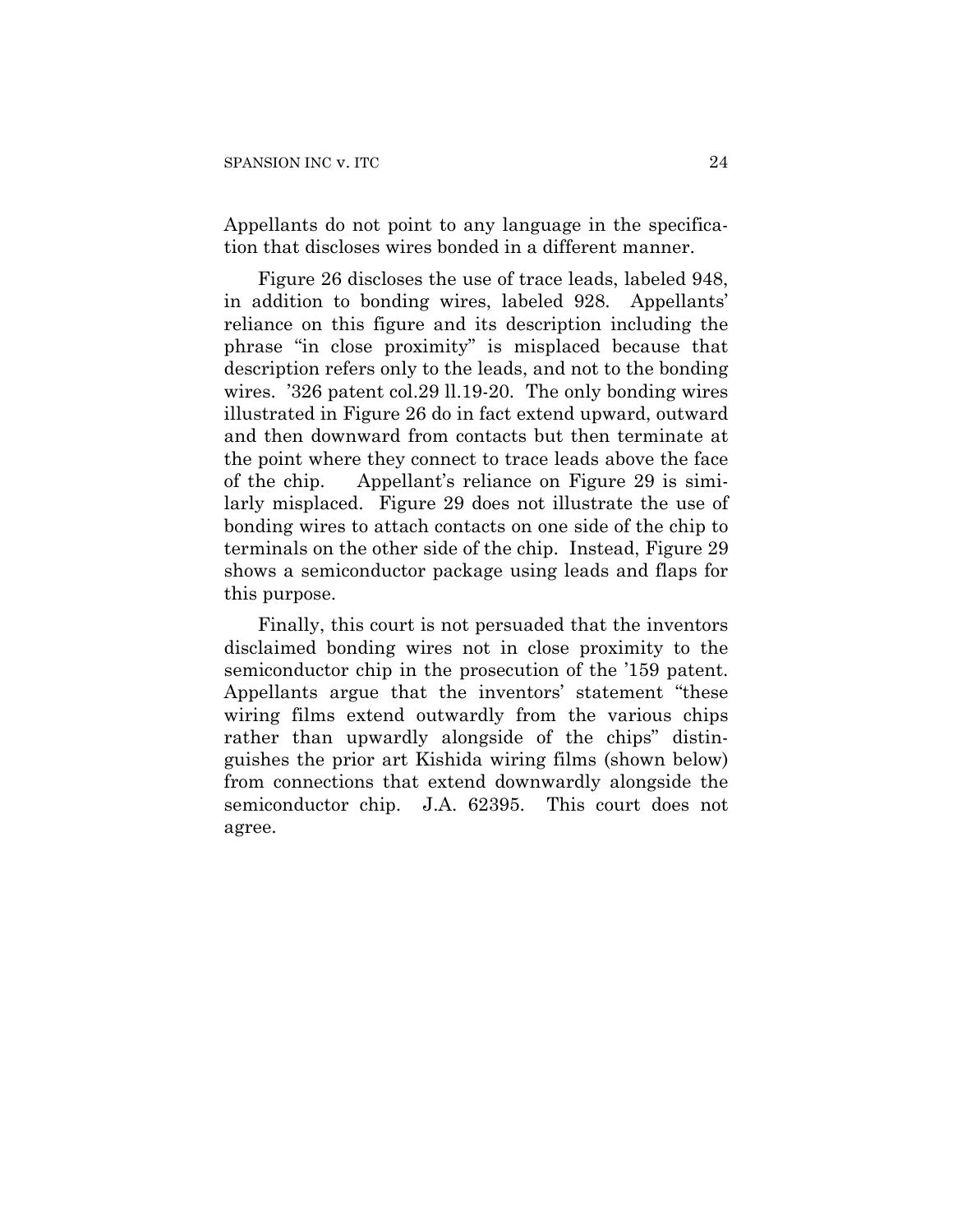Appellants do not point to any language in the specification that discloses wires bonded in a different manner.

Figure 26 discloses the use of trace leads, labeled 948, in addition to bonding wires, labeled 928. Appellants' reliance on this figure and its description including the phrase "in close proximity" is misplaced because that description refers only to the leads, and not to the bonding wires. '326 patent col.29 ll.19-20. The only bonding wires illustrated in Figure 26 do in fact extend upward, outward and then downward from contacts but then terminate at the point where they connect to trace leads above the face of the chip. Appellant's reliance on Figure 29 is similarly misplaced. Figure 29 does not illustrate the use of bonding wires to attach contacts on one side of the chip to terminals on the other side of the chip. Instead, Figure 29 shows a semiconductor package using leads and flaps for this purpose.

Finally, this court is not persuaded that the inventors disclaimed bonding wires not in close proximity to the semiconductor chip in the prosecution of the '159 patent. Appellants argue that the inventors' statement "these wiring films extend outwardly from the various chips rather than upwardly alongside of the chips" distinguishes the prior art Kishida wiring films (shown below) from connections that extend downwardly alongside the semiconductor chip. J.A. 62395. This court does not agree.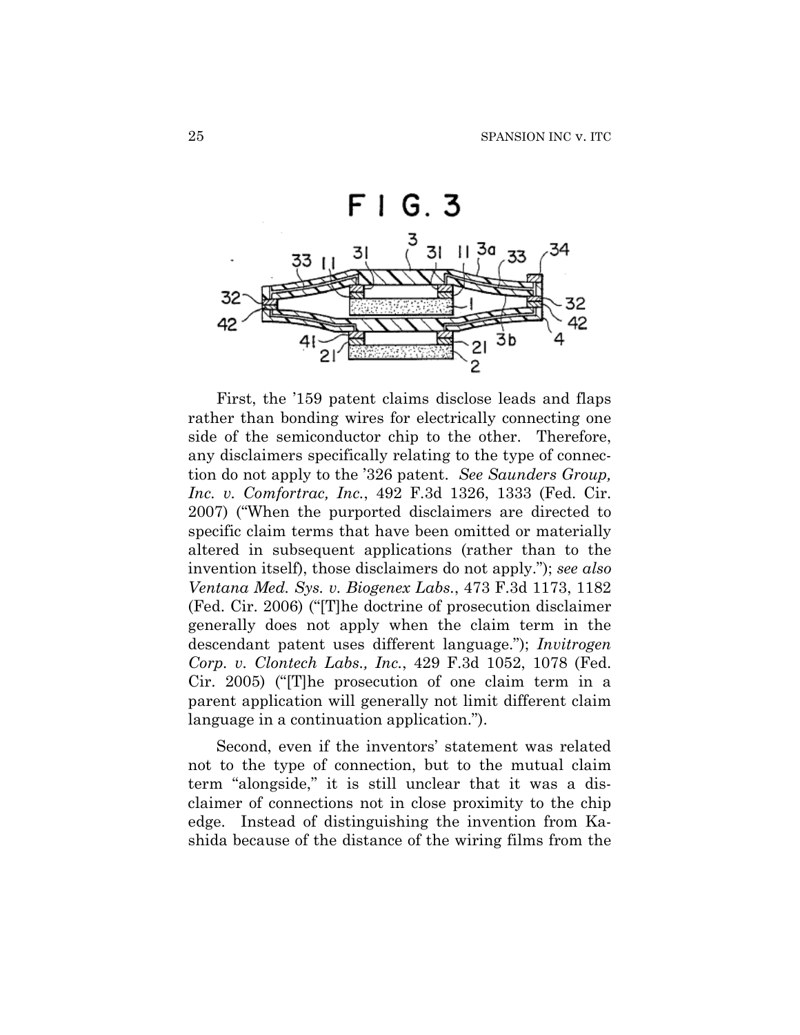FIG. 3

First, the ’159 patent claims disclose leads and flaps rather than bonding wires for electrically connecting one side of the semiconductor chip to the other. Therefore, any disclaimers specifically relating to the type of connection do not apply to the ’326 patent. *See Saunders Group, Inc. v. Comfortrac, Inc.*, 492 F.3d 1326, 1333 (Fed. Cir. 2007) (“When the purported disclaimers are directed to specific claim terms that have been omitted or materially altered in subsequent applications (rather than to the invention itself), those disclaimers do not apply.”); *see also Ventana Med. Sys. v. Biogenex Labs.*, 473 F.3d 1173, 1182 (Fed. Cir. 2006) (“[T]he doctrine of prosecution disclaimer generally does not apply when the claim term in the descendant patent uses different language.”); *Invitrogen Corp. v. Clontech Labs., Inc.*, 429 F.3d 1052, 1078 (Fed. Cir. 2005) (“[T]he prosecution of one claim term in a parent application will generally not limit different claim language in a continuation application.”).

Second, even if the inventors’ statement was related not to the type of connection, but to the mutual claim term “alongside,” it is still unclear that it was a disclaimer of connections not in close proximity to the chip edge. Instead of distinguishing the invention from Kashida because of the distance of the wiring films from the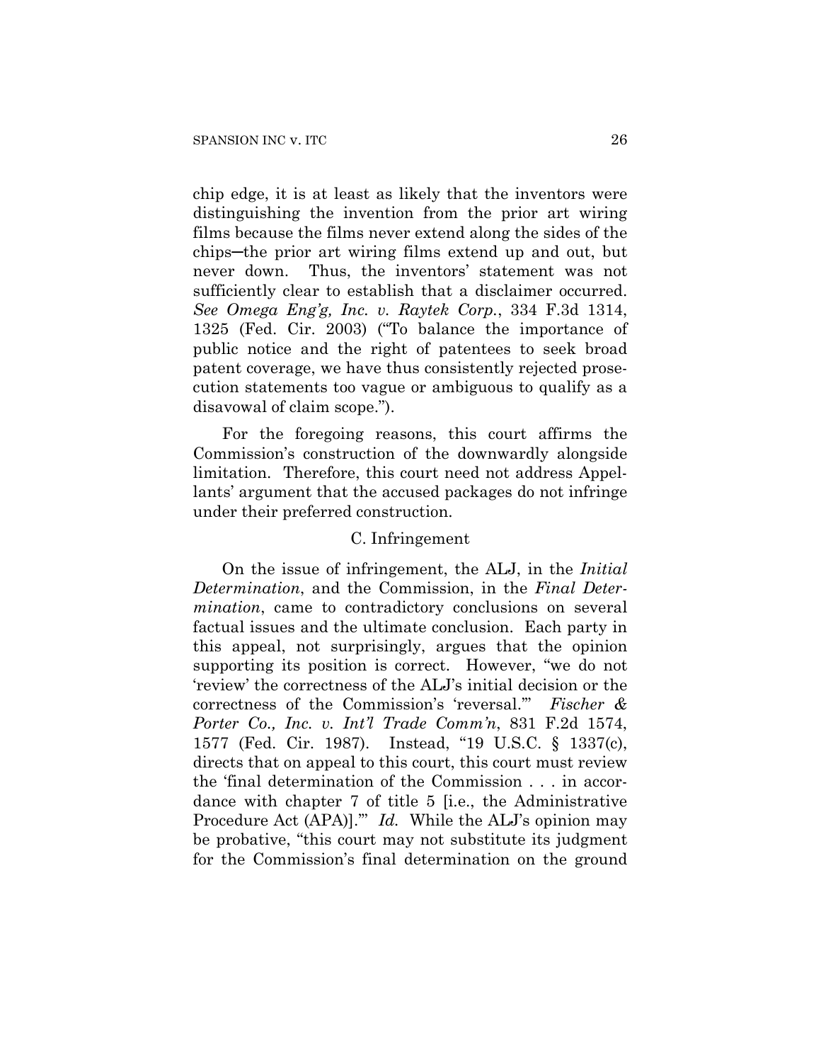chip edge, it is at least as likely that the inventors were distinguishing the invention from the prior art wiring films because the films never extend along the sides of the chips—the prior art wiring films extend up and out, but never down. Thus, the inventors' statement was not sufficiently clear to establish that a disclaimer occurred. *See Omega Eng'g, Inc. v. Raytek Corp.*, 334 F.3d 1314, 1325 (Fed. Cir. 2003) ("To balance the importance of public notice and the right of patentees to seek broad patent coverage, we have thus consistently rejected prosecution statements too vague or ambiguous to qualify as a disavowal of claim scope.").

For the foregoing reasons, this court affirms the Commission's construction of the downwardly alongside limitation. Therefore, this court need not address Appellants' argument that the accused packages do not infringe under their preferred construction.

### C. Infringement

On the issue of infringement, the ALJ, in the *Initial Determination*, and the Commission, in the *Final Determination*, came to contradictory conclusions on several factual issues and the ultimate conclusion. Each party in this appeal, not surprisingly, argues that the opinion supporting its position is correct. However, "we do not 'review' the correctness of the ALJ's initial decision or the correctness of the Commission's 'reversal.'" *Fischer & Porter Co., Inc. v. Int'l Trade Comm'n*, 831 F.2d 1574, 1577 (Fed. Cir. 1987). Instead, "19 U.S.C. § 1337(c), directs that on appeal to this court, this court must review the 'final determination of the Commission . . . in accordance with chapter 7 of title 5 [i.e., the Administrative Procedure Act (APA)].'" *Id.* While the ALJ's opinion may be probative, "this court may not substitute its judgment for the Commission's final determination on the ground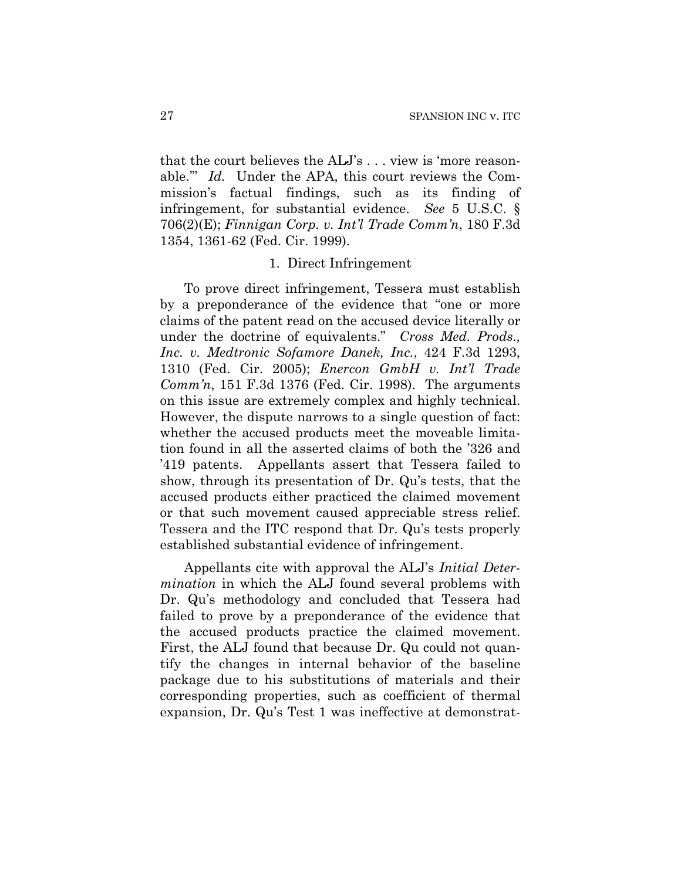that the court believes the ALJ's . . . view is 'more reasonable.'" *Id.* Under the APA, this court reviews the Commission's factual findings, such as its finding of infringement, for substantial evidence. *See* 5 U.S.C. § 706(2)(E); *Finnigan Corp. v. Int'l Trade Comm'n*, 180 F.3d 1354, 1361-62 (Fed. Cir. 1999).

1. Direct Infringement

To prove direct infringement, Tessera must establish by a preponderance of the evidence that "one or more claims of the patent read on the accused device literally or under the doctrine of equivalents." *Cross Med. Prods., Inc. v. Medtronic Sofamore Danek, Inc.*, 424 F.3d 1293, 1310 (Fed. Cir. 2005); *Enercon GmbH v. Int'l Trade Comm'n*, 151 F.3d 1376 (Fed. Cir. 1998). The arguments on this issue are extremely complex and highly technical. However, the dispute narrows to a single question of fact: whether the accused products meet the moveable limitation found in all the asserted claims of both the '326 and '419 patents. Appellants assert that Tessera failed to show, through its presentation of Dr. Qu's tests, that the accused products either practiced the claimed movement or that such movement caused appreciable stress relief. Tessera and the ITC respond that Dr. Qu's tests properly established substantial evidence of infringement.

Appellants cite with approval the ALJ's *Initial Determination* in which the ALJ found several problems with Dr. Qu's methodology and concluded that Tessera had failed to prove by a preponderance of the evidence that the accused products practice the claimed movement. First, the ALJ found that because Dr. Qu could not quantify the changes in internal behavior of the baseline package due to his substitutions of materials and their corresponding properties, such as coefficient of thermal expansion, Dr. Qu's Test 1 was ineffective at demonstrat-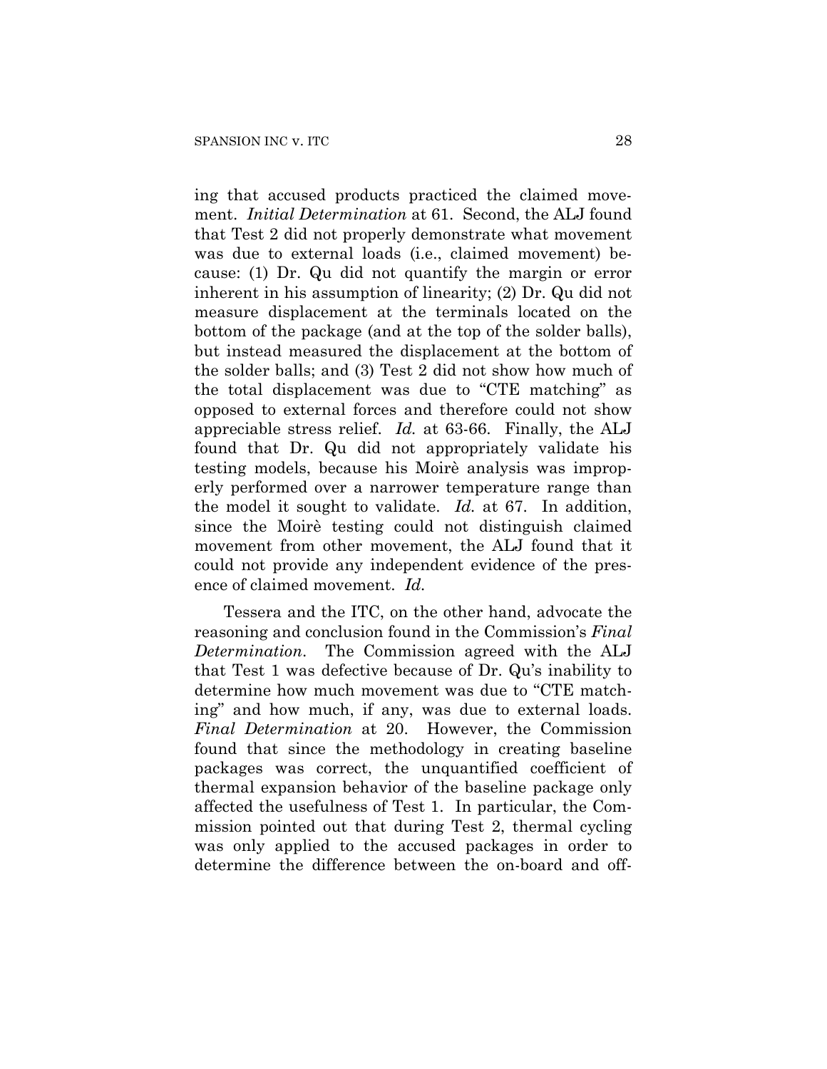ing that accused products practiced the claimed movement. *Initial Determination* at 61. Second, the ALJ found that Test 2 did not properly demonstrate what movement was due to external loads (i.e., claimed movement) because: (1) Dr. Qu did not quantify the margin or error inherent in his assumption of linearity; (2) Dr. Qu did not measure displacement at the terminals located on the bottom of the package (and at the top of the solder balls), but instead measured the displacement at the bottom of the solder balls; and (3) Test 2 did not show how much of the total displacement was due to "CTE matching" as opposed to external forces and therefore could not show appreciable stress relief. *Id.* at 63-66. Finally, the ALJ found that Dr. Qu did not appropriately validate his testing models, because his Moirè analysis was improperly performed over a narrower temperature range than the model it sought to validate. *Id.* at 67. In addition, since the Moirè testing could not distinguish claimed movement from other movement, the ALJ found that it could not provide any independent evidence of the presence of claimed movement. *Id.*

Tessera and the ITC, on the other hand, advocate the reasoning and conclusion found in the Commission's *Final Determination*. The Commission agreed with the ALJ that Test 1 was defective because of Dr. Qu's inability to determine how much movement was due to "CTE matching" and how much, if any, was due to external loads. *Final Determination* at 20. However, the Commission found that since the methodology in creating baseline packages was correct, the unquantified coefficient of thermal expansion behavior of the baseline package only affected the usefulness of Test 1. In particular, the Commission pointed out that during Test 2, thermal cycling was only applied to the accused packages in order to determine the difference between the on-board and off-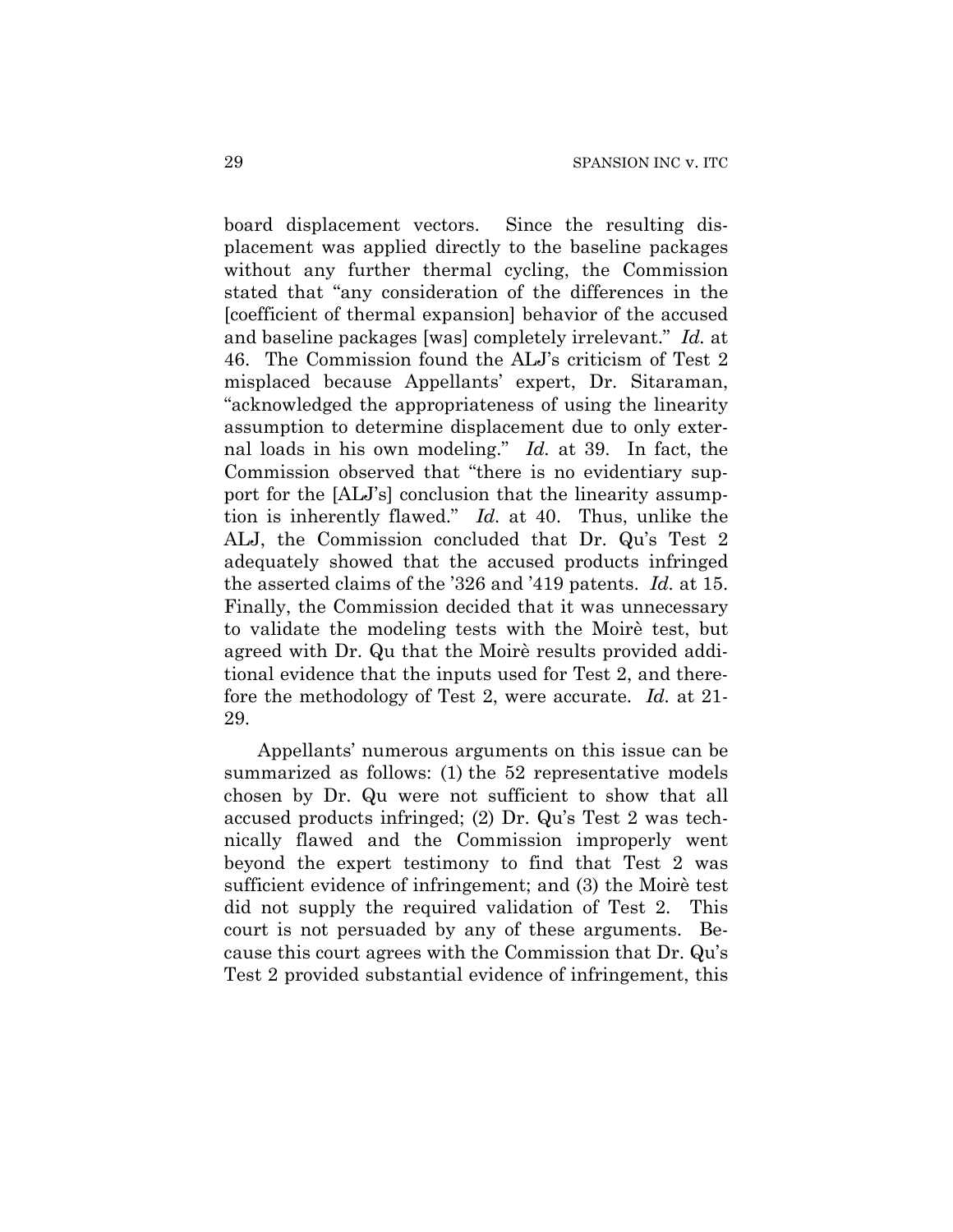board displacement vectors. Since the resulting displacement was applied directly to the baseline packages without any further thermal cycling, the Commission stated that "any consideration of the differences in the [coefficient of thermal expansion] behavior of the accused and baseline packages [was] completely irrelevant." *Id.* at 46. The Commission found the ALJ's criticism of Test 2 misplaced because Appellants' expert, Dr. Sitaraman, "acknowledged the appropriateness of using the linearity assumption to determine displacement due to only external loads in his own modeling." *Id.* at 39. In fact, the Commission observed that "there is no evidentiary support for the [ALJ's] conclusion that the linearity assumption is inherently flawed." *Id.* at 40. Thus, unlike the ALJ, the Commission concluded that Dr. Qu's Test 2 adequately showed that the accused products infringed the asserted claims of the '326 and '419 patents. *Id.* at 15. Finally, the Commission decided that it was unnecessary to validate the modeling tests with the Moirè test, but agreed with Dr. Qu that the Moirè results provided additional evidence that the inputs used for Test 2, and therefore the methodology of Test 2, were accurate. *Id.* at 21-29.

Appellants' numerous arguments on this issue can be summarized as follows: (1) the 52 representative models chosen by Dr. Qu were not sufficient to show that all accused products infringed; (2) Dr. Qu's Test 2 was technically flawed and the Commission improperly went beyond the expert testimony to find that Test 2 was sufficient evidence of infringement; and (3) the Moirè test did not supply the required validation of Test 2. This court is not persuaded by any of these arguments. Because this court agrees with the Commission that Dr. Qu's Test 2 provided substantial evidence of infringement, this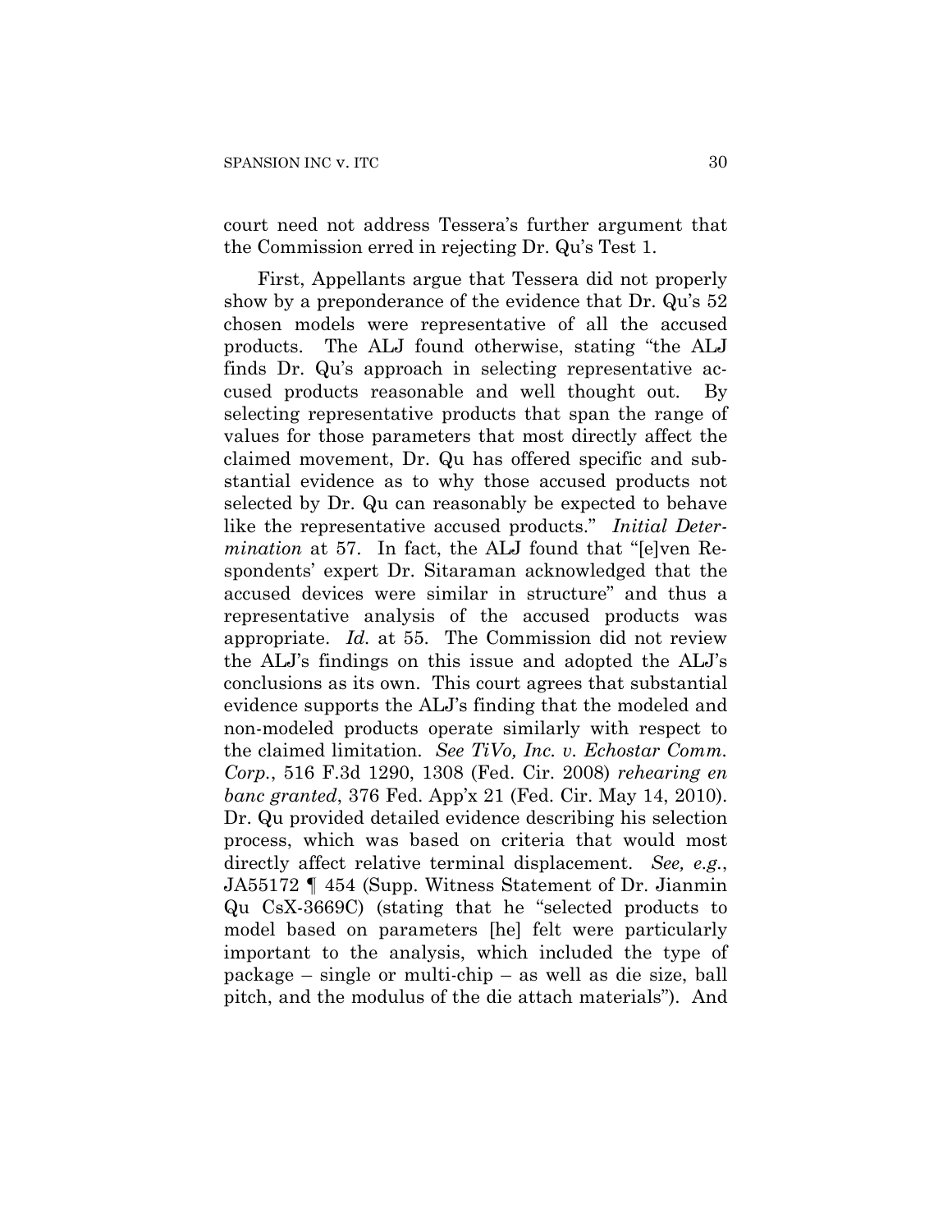court need not address Tessera's further argument that the Commission erred in rejecting Dr. Qu's Test 1.

First, Appellants argue that Tessera did not properly show by a preponderance of the evidence that Dr. Qu's 52 chosen models were representative of all the accused products. The ALJ found otherwise, stating "the ALJ finds Dr. Qu's approach in selecting representative accused products reasonable and well thought out. By selecting representative products that span the range of values for those parameters that most directly affect the claimed movement, Dr. Qu has offered specific and substantial evidence as to why those accused products not selected by Dr. Qu can reasonably be expected to behave like the representative accused products." *Initial Determination* at 57. In fact, the ALJ found that "[e]ven Respondents' expert Dr. Sitaraman acknowledged that the accused devices were similar in structure" and thus a representative analysis of the accused products was appropriate. *Id.* at 55. The Commission did not review the ALJ's findings on this issue and adopted the ALJ's conclusions as its own. This court agrees that substantial evidence supports the ALJ's finding that the modeled and non-modeled products operate similarly with respect to the claimed limitation. *See TiVo, Inc. v. Echostar Comm. Corp.*, 516 F.3d 1290, 1308 (Fed. Cir. 2008) *rehearing en banc granted*, 376 Fed. App'x 21 (Fed. Cir. May 14, 2010). Dr. Qu provided detailed evidence describing his selection process, which was based on criteria that would most directly affect relative terminal displacement. *See, e.g.*, JA55172 ¶ 454 (Supp. Witness Statement of Dr. Jianmin Qu CsX-3669C) (stating that he "selected products to model based on parameters [he] felt were particularly important to the analysis, which included the type of package – single or multi-chip – as well as die size, ball pitch, and the modulus of the die attach materials"). And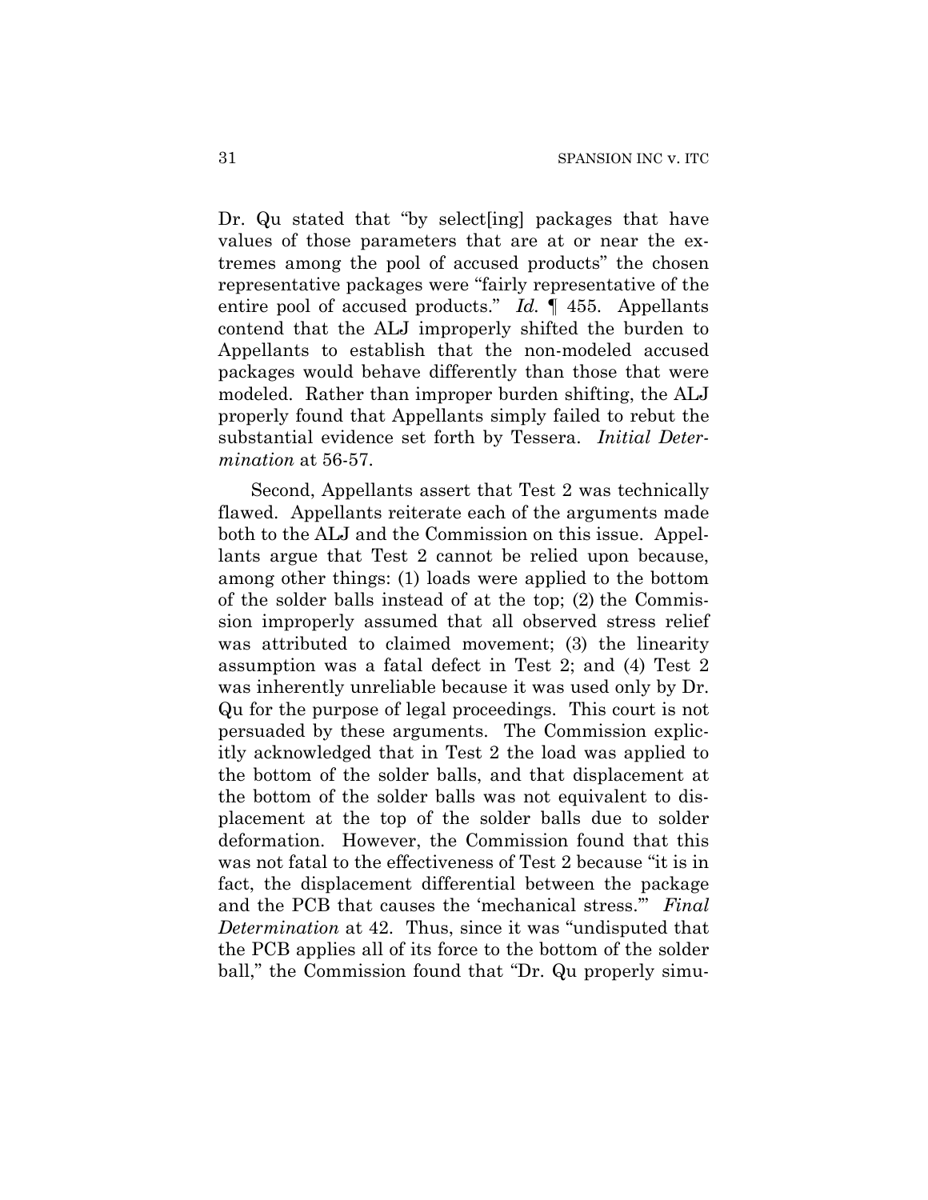Dr. Qu stated that "by select[ing] packages that have values of those parameters that are at or near the extremes among the pool of accused products" the chosen representative packages were "fairly representative of the entire pool of accused products." *Id.* ¶ 455. Appellants contend that the ALJ improperly shifted the burden to Appellants to establish that the non-modeled accused packages would behave differently than those that were modeled. Rather than improper burden shifting, the ALJ properly found that Appellants simply failed to rebut the substantial evidence set forth by Tessera. *Initial Determination* at 56-57.

Second, Appellants assert that Test 2 was technically flawed. Appellants reiterate each of the arguments made both to the ALJ and the Commission on this issue. Appellants argue that Test 2 cannot be relied upon because, among other things: (1) loads were applied to the bottom of the solder balls instead of at the top; (2) the Commission improperly assumed that all observed stress relief was attributed to claimed movement; (3) the linearity assumption was a fatal defect in Test 2; and (4) Test 2 was inherently unreliable because it was used only by Dr. Qu for the purpose of legal proceedings. This court is not persuaded by these arguments. The Commission explicitly acknowledged that in Test 2 the load was applied to the bottom of the solder balls, and that displacement at the bottom of the solder balls was not equivalent to displacement at the top of the solder balls due to solder deformation. However, the Commission found that this was not fatal to the effectiveness of Test 2 because "it is in fact, the displacement differential between the package and the PCB that causes the 'mechanical stress.'" *Final Determination* at 42. Thus, since it was "undisputed that the PCB applies all of its force to the bottom of the solder ball," the Commission found that "Dr. Qu properly simu-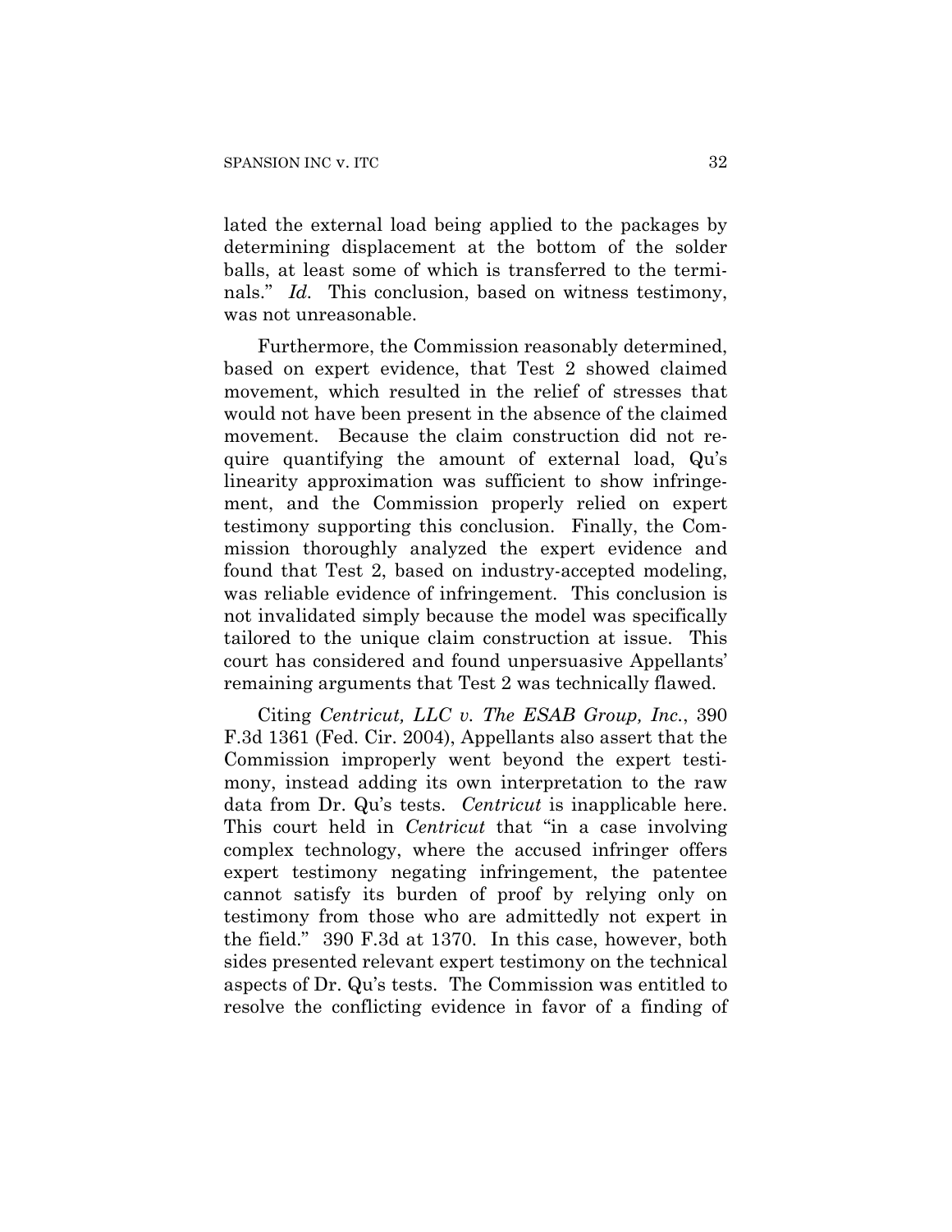lated the external load being applied to the packages by determining displacement at the bottom of the solder balls, at least some of which is transferred to the terminals." *Id.* This conclusion, based on witness testimony, was not unreasonable.

Furthermore, the Commission reasonably determined, based on expert evidence, that Test 2 showed claimed movement, which resulted in the relief of stresses that would not have been present in the absence of the claimed movement. Because the claim construction did not require quantifying the amount of external load, Qu's linearity approximation was sufficient to show infringement, and the Commission properly relied on expert testimony supporting this conclusion. Finally, the Commission thoroughly analyzed the expert evidence and found that Test 2, based on industry-accepted modeling, was reliable evidence of infringement. This conclusion is not invalidated simply because the model was specifically tailored to the unique claim construction at issue. This court has considered and found unpersuasive Appellants' remaining arguments that Test 2 was technically flawed.

Citing *Centricut, LLC v. The ESAB Group, Inc.*, 390 F.3d 1361 (Fed. Cir. 2004), Appellants also assert that the Commission improperly went beyond the expert testimony, instead adding its own interpretation to the raw data from Dr. Qu's tests. *Centricut* is inapplicable here. This court held in *Centricut* that "in a case involving complex technology, where the accused infringer offers expert testimony negating infringement, the patentee cannot satisfy its burden of proof by relying only on testimony from those who are admittedly not expert in the field." 390 F.3d at 1370. In this case, however, both sides presented relevant expert testimony on the technical aspects of Dr. Qu's tests. The Commission was entitled to resolve the conflicting evidence in favor of a finding of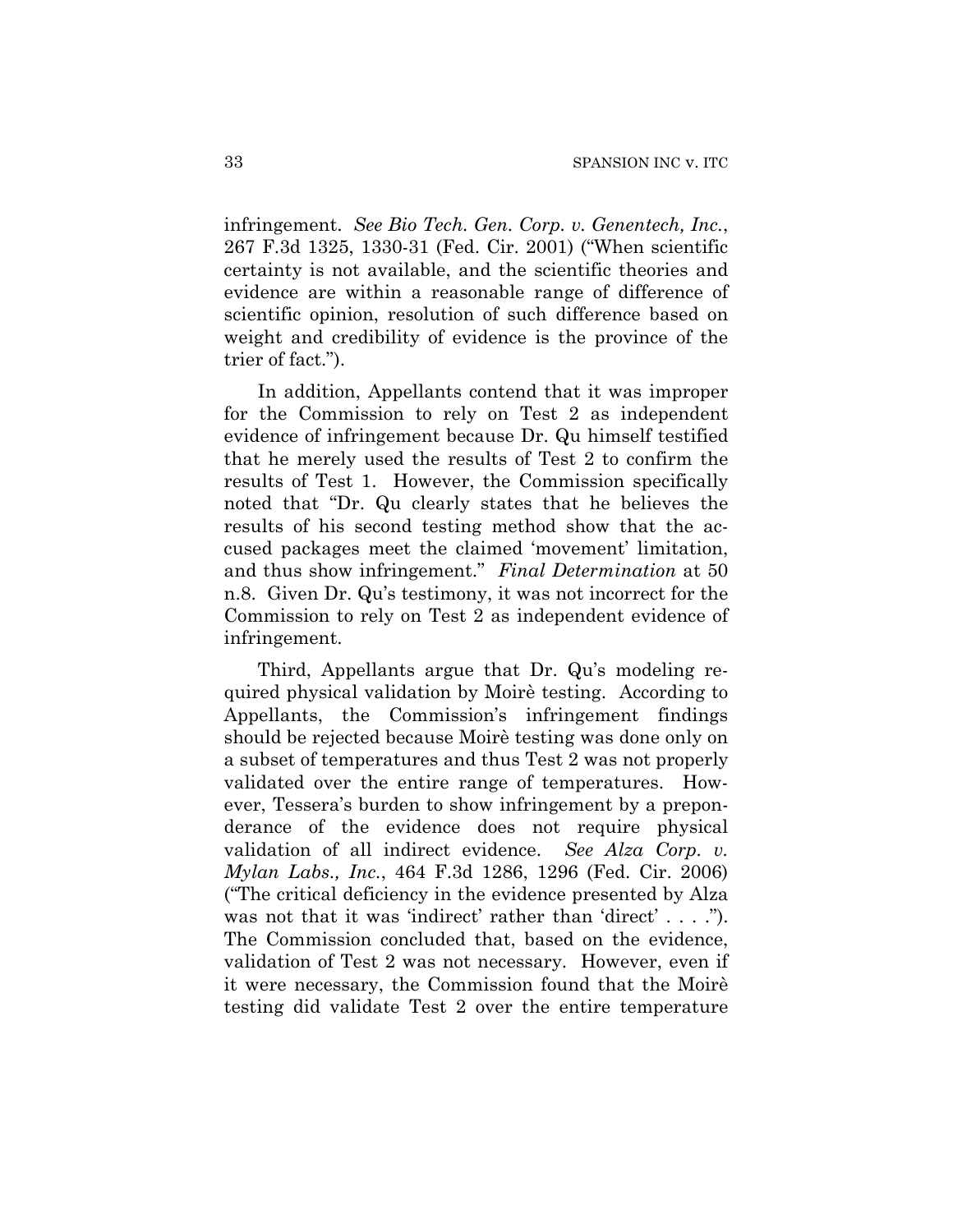infringement. *See Bio Tech. Gen. Corp. v. Genentech, Inc.*, 267 F.3d 1325, 1330-31 (Fed. Cir. 2001) ("When scientific certainty is not available, and the scientific theories and evidence are within a reasonable range of difference of scientific opinion, resolution of such difference based on weight and credibility of evidence is the province of the trier of fact.").

In addition, Appellants contend that it was improper for the Commission to rely on Test 2 as independent evidence of infringement because Dr. Qu himself testified that he merely used the results of Test 2 to confirm the results of Test 1. However, the Commission specifically noted that "Dr. Qu clearly states that he believes the results of his second testing method show that the accused packages meet the claimed 'movement' limitation, and thus show infringement." *Final Determination* at 50 n.8. Given Dr. Qu's testimony, it was not incorrect for the Commission to rely on Test 2 as independent evidence of infringement.

Third, Appellants argue that Dr. Qu's modeling required physical validation by Moirè testing. According to Appellants, the Commission's infringement findings should be rejected because Moirè testing was done only on a subset of temperatures and thus Test 2 was not properly validated over the entire range of temperatures. However, Tessera's burden to show infringement by a preponderance of the evidence does not require physical validation of all indirect evidence. *See Alza Corp. v. Mylan Labs., Inc.*, 464 F.3d 1286, 1296 (Fed. Cir. 2006) ("The critical deficiency in the evidence presented by Alza was not that it was 'indirect' rather than 'direct' . . . ."). The Commission concluded that, based on the evidence, validation of Test 2 was not necessary. However, even if it were necessary, the Commission found that the Moirè testing did validate Test 2 over the entire temperature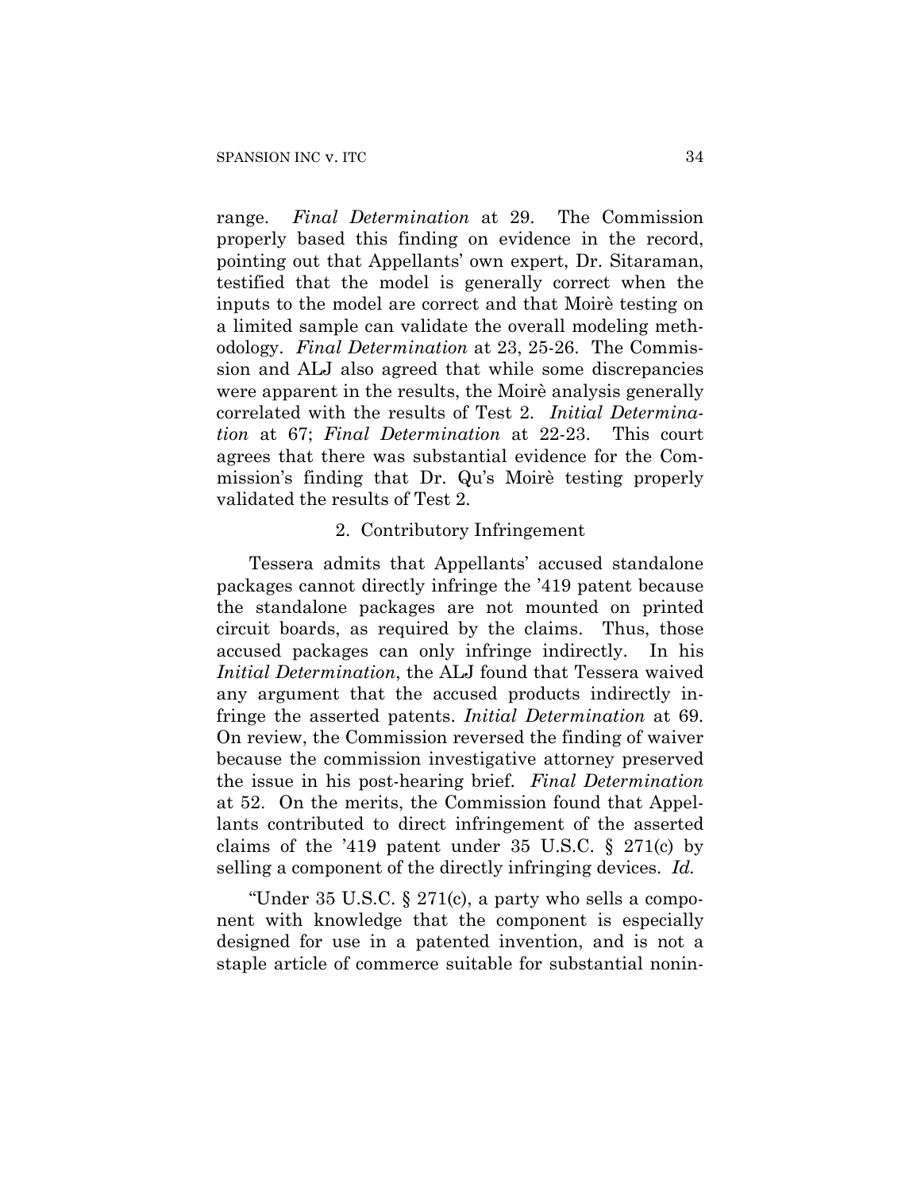range. *Final Determination* at 29. The Commission properly based this finding on evidence in the record, pointing out that Appellants' own expert, Dr. Sitaraman, testified that the model is generally correct when the inputs to the model are correct and that Moirè testing on a limited sample can validate the overall modeling methodology. *Final Determination* at 23, 25-26. The Commission and ALJ also agreed that while some discrepancies were apparent in the results, the Moirè analysis generally correlated with the results of Test 2. *Initial Determination* at 67; *Final Determination* at 22-23. This court agrees that there was substantial evidence for the Commission's finding that Dr. Qu's Moirè testing properly validated the results of Test 2.

2. Contributory Infringement

Tessera admits that Appellants' accused standalone packages cannot directly infringe the '419 patent because the standalone packages are not mounted on printed circuit boards, as required by the claims. Thus, those accused packages can only infringe indirectly. In his *Initial Determination*, the ALJ found that Tessera waived any argument that the accused products indirectly infringe the asserted patents. *Initial Determination* at 69. On review, the Commission reversed the finding of waiver because the commission investigative attorney preserved the issue in his post-hearing brief. *Final Determination* at 52. On the merits, the Commission found that Appellants contributed to direct infringement of the asserted claims of the '419 patent under 35 U.S.C. § 271(c) by selling a component of the directly infringing devices. *Id.*

"Under 35 U.S.C. § 271(c), a party who sells a component with knowledge that the component is especially designed for use in a patented invention, and is not a staple article of commerce suitable for substantial nonin-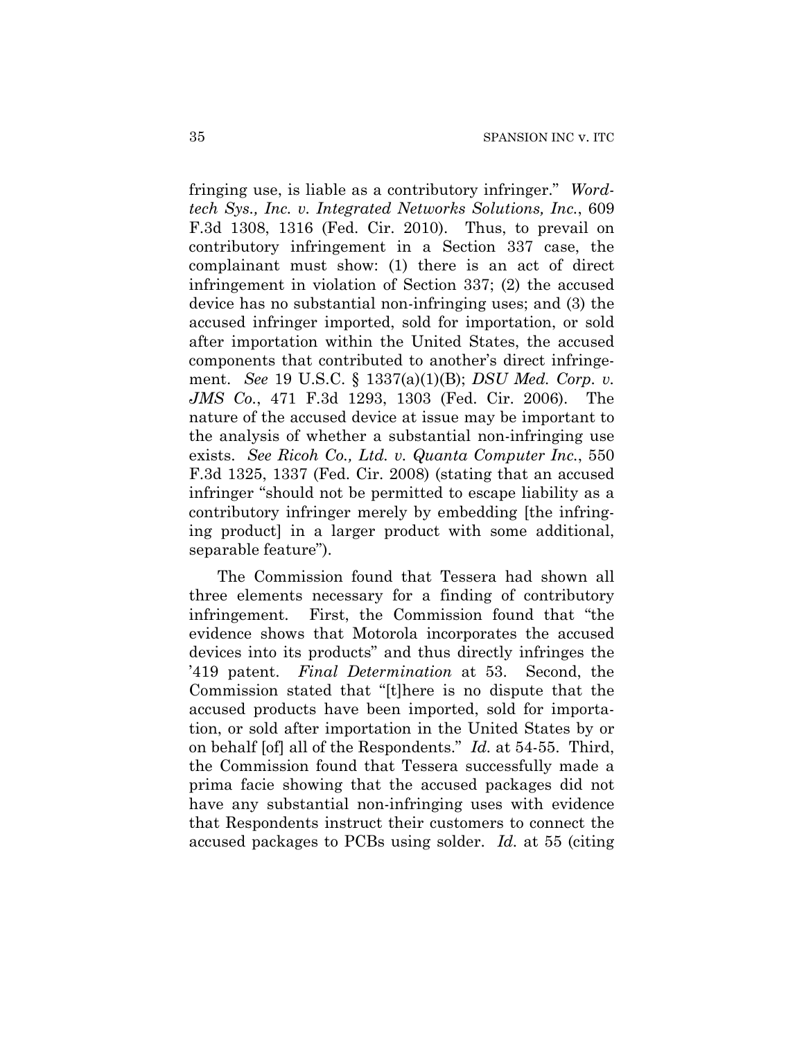fringing use, is liable as a contributory infringer." *Wordtech Sys., Inc. v. Integrated Networks Solutions, Inc.*, 609 F.3d 1308, 1316 (Fed. Cir. 2010). Thus, to prevail on contributory infringement in a Section 337 case, the complainant must show: (1) there is an act of direct infringement in violation of Section 337; (2) the accused device has no substantial non-infringing uses; and (3) the accused infringer imported, sold for importation, or sold after importation within the United States, the accused components that contributed to another's direct infringement. *See* 19 U.S.C. § 1337(a)(1)(B); *DSU Med. Corp. v. JMS Co.*, 471 F.3d 1293, 1303 (Fed. Cir. 2006). The nature of the accused device at issue may be important to the analysis of whether a substantial non-infringing use exists. *See Ricoh Co., Ltd. v. Quanta Computer Inc.*, 550 F.3d 1325, 1337 (Fed. Cir. 2008) (stating that an accused infringer "should not be permitted to escape liability as a contributory infringer merely by embedding [the infringing product] in a larger product with some additional, separable feature").

The Commission found that Tessera had shown all three elements necessary for a finding of contributory infringement. First, the Commission found that "the evidence shows that Motorola incorporates the accused devices into its products" and thus directly infringes the '419 patent. *Final Determination* at 53. Second, the Commission stated that "[t]here is no dispute that the accused products have been imported, sold for importation, or sold after importation in the United States by or on behalf [of] all of the Respondents." *Id.* at 54-55. Third, the Commission found that Tessera successfully made a prima facie showing that the accused packages did not have any substantial non-infringing uses with evidence that Respondents instruct their customers to connect the accused packages to PCBs using solder. *Id.* at 55 (citing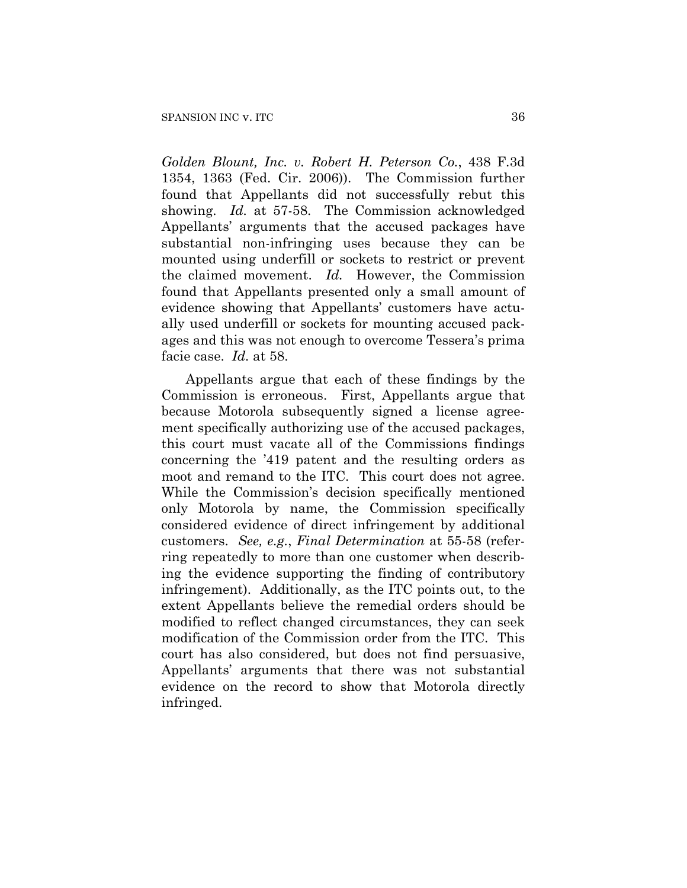*Golden Blount, Inc. v. Robert H. Peterson Co.*, 438 F.3d 1354, 1363 (Fed. Cir. 2006)). The Commission further found that Appellants did not successfully rebut this showing. *Id.* at 57-58. The Commission acknowledged Appellants' arguments that the accused packages have substantial non-infringing uses because they can be mounted using underfill or sockets to restrict or prevent the claimed movement. *Id.* However, the Commission found that Appellants presented only a small amount of evidence showing that Appellants' customers have actually used underfill or sockets for mounting accused packages and this was not enough to overcome Tessera's prima facie case. *Id.* at 58.

Appellants argue that each of these findings by the Commission is erroneous. First, Appellants argue that because Motorola subsequently signed a license agreement specifically authorizing use of the accused packages, this court must vacate all of the Commissions findings concerning the '419 patent and the resulting orders as moot and remand to the ITC. This court does not agree. While the Commission's decision specifically mentioned only Motorola by name, the Commission specifically considered evidence of direct infringement by additional customers. *See, e.g.*, *Final Determination* at 55-58 (referring repeatedly to more than one customer when describing the evidence supporting the finding of contributory infringement). Additionally, as the ITC points out, to the extent Appellants believe the remedial orders should be modified to reflect changed circumstances, they can seek modification of the Commission order from the ITC. This court has also considered, but does not find persuasive, Appellants' arguments that there was not substantial evidence on the record to show that Motorola directly infringed.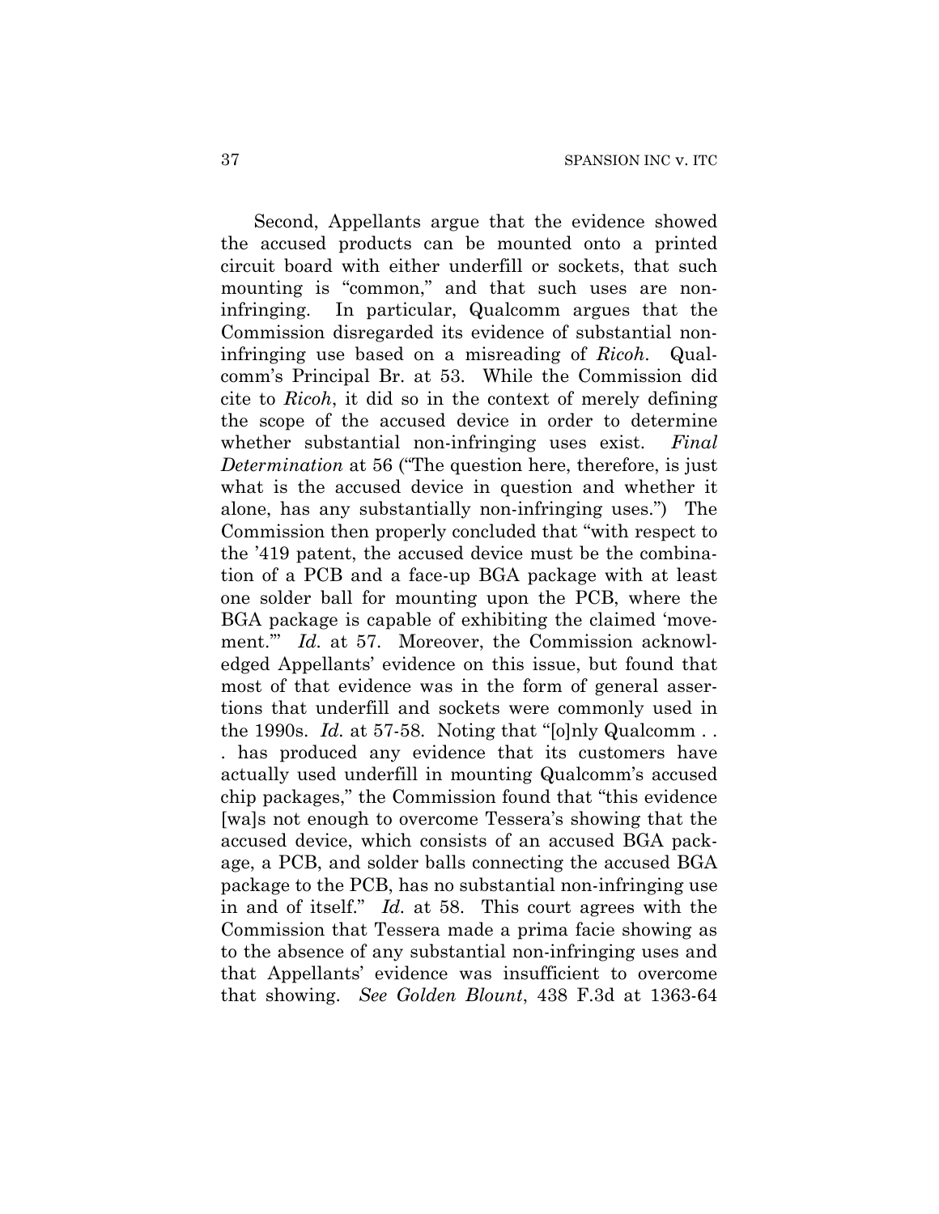Second, Appellants argue that the evidence showed the accused products can be mounted onto a printed circuit board with either underfill or sockets, that such mounting is "common," and that such uses are non-infringing. In particular, Qualcomm argues that the Commission disregarded its evidence of substantial non-infringing use based on a misreading of *Ricoh*. Qualcomm's Principal Br. at 53. While the Commission did cite to *Ricoh*, it did so in the context of merely defining the scope of the accused device in order to determine whether substantial non-infringing uses exist. *Final Determination* at 56 ("The question here, therefore, is just what is the accused device in question and whether it alone, has any substantially non-infringing uses.") The Commission then properly concluded that "with respect to the '419 patent, the accused device must be the combination of a PCB and a face-up BGA package with at least one solder ball for mounting upon the PCB, where the BGA package is capable of exhibiting the claimed 'movement.'" *Id.* at 57. Moreover, the Commission acknowledged Appellants' evidence on this issue, but found that most of that evidence was in the form of general assertions that underfill and sockets were commonly used in the 1990s. *Id.* at 57-58. Noting that "[o]nly Qualcomm . . . has produced any evidence that its customers have actually used underfill in mounting Qualcomm's accused chip packages," the Commission found that "this evidence [wa]s not enough to overcome Tessera's showing that the accused device, which consists of an accused BGA package, a PCB, and solder balls connecting the accused BGA package to the PCB, has no substantial non-infringing use in and of itself." *Id.* at 58. This court agrees with the Commission that Tessera made a prima facie showing as to the absence of any substantial non-infringing uses and that Appellants' evidence was insufficient to overcome that showing. *See Golden Blount*, 438 F.3d at 1363-64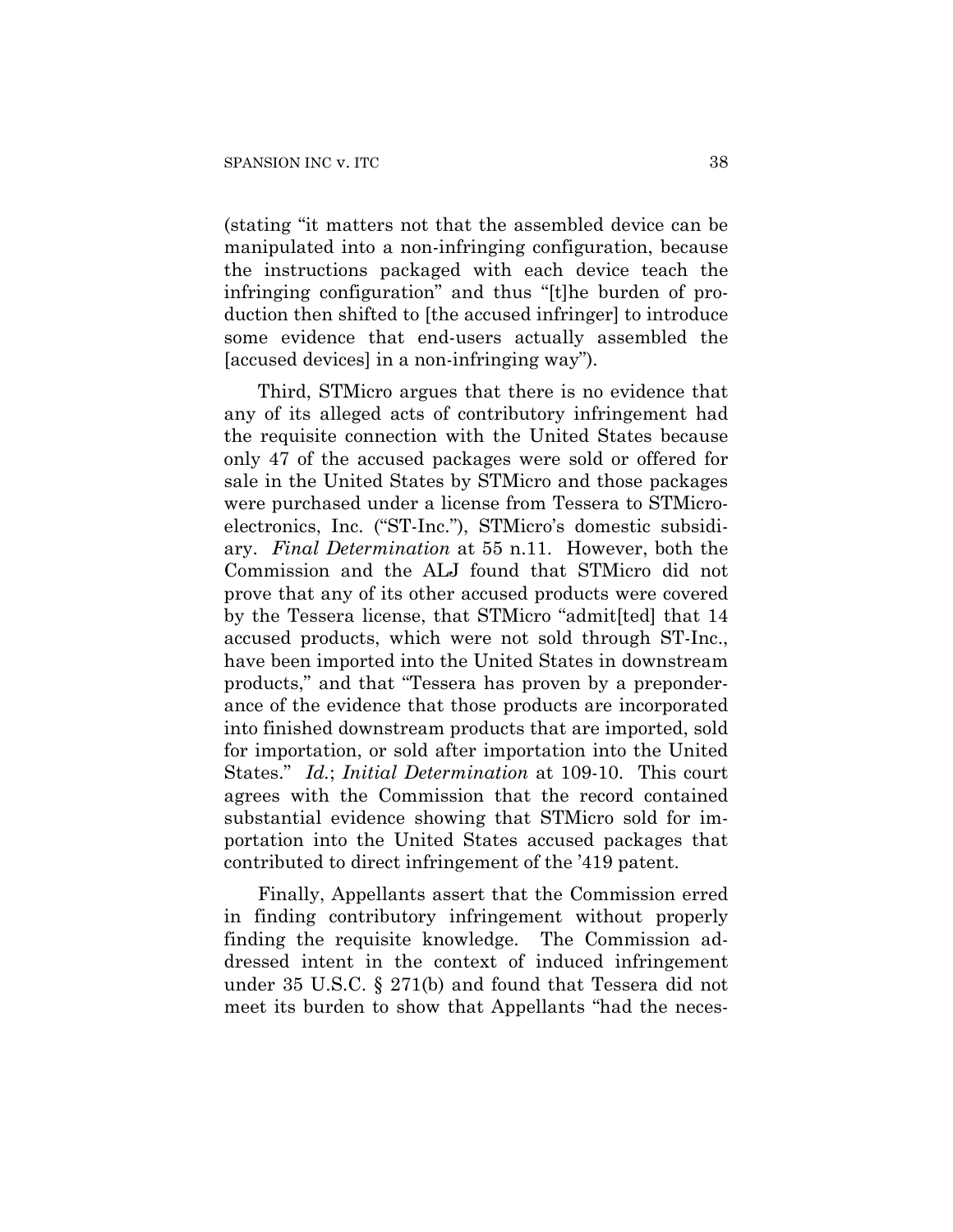(stating "it matters not that the assembled device can be manipulated into a non-infringing configuration, because the instructions packaged with each device teach the infringing configuration" and thus "[t]he burden of production then shifted to [the accused infringer] to introduce some evidence that end-users actually assembled the [accused devices] in a non-infringing way").

Third, STMicro argues that there is no evidence that any of its alleged acts of contributory infringement had the requisite connection with the United States because only 47 of the accused packages were sold or offered for sale in the United States by STMicro and those packages were purchased under a license from Tessera to STMicroelectronics, Inc. ("ST-Inc."), STMicro's domestic subsidiary. *Final Determination* at 55 n.11. However, both the Commission and the ALJ found that STMicro did not prove that any of its other accused products were covered by the Tessera license, that STMicro "admit[ted] that 14 accused products, which were not sold through ST-Inc., have been imported into the United States in downstream products," and that "Tessera has proven by a preponderance of the evidence that those products are incorporated into finished downstream products that are imported, sold for importation, or sold after importation into the United States." *Id.*; *Initial Determination* at 109-10. This court agrees with the Commission that the record contained substantial evidence showing that STMicro sold for importation into the United States accused packages that contributed to direct infringement of the '419 patent.

Finally, Appellants assert that the Commission erred in finding contributory infringement without properly finding the requisite knowledge. The Commission addressed intent in the context of induced infringement under 35 U.S.C. § 271(b) and found that Tessera did not meet its burden to show that Appellants "had the neces-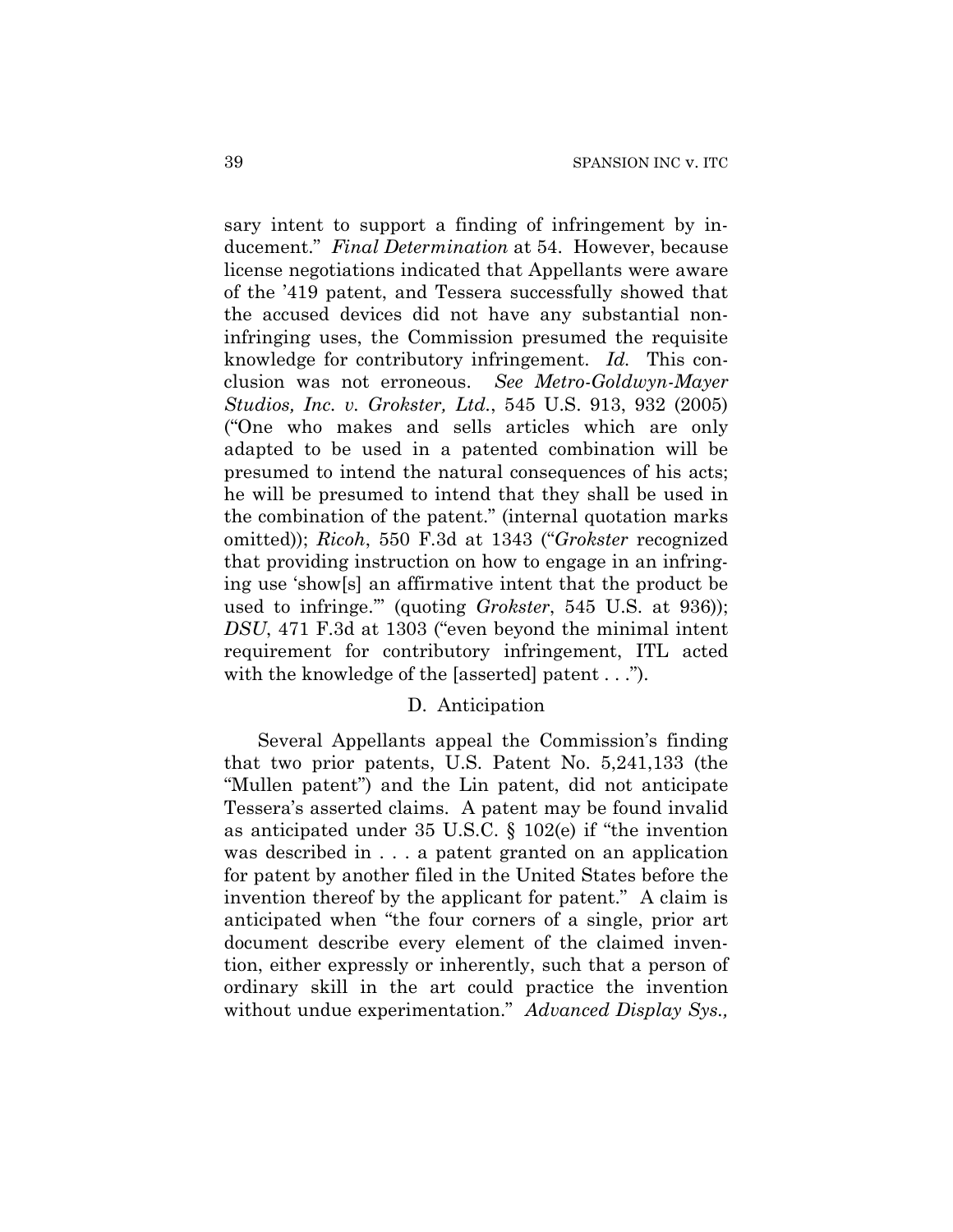sary intent to support a finding of infringement by inducement." *Final Determination* at 54. However, because license negotiations indicated that Appellants were aware of the '419 patent, and Tessera successfully showed that the accused devices did not have any substantial non-infringing uses, the Commission presumed the requisite knowledge for contributory infringement. *Id.* This conclusion was not erroneous. *See Metro-Goldwyn-Mayer Studios, Inc. v. Grokster, Ltd.*, 545 U.S. 913, 932 (2005) ("One who makes and sells articles which are only adapted to be used in a patented combination will be presumed to intend the natural consequences of his acts; he will be presumed to intend that they shall be used in the combination of the patent." (internal quotation marks omitted)); *Ricoh*, 550 F.3d at 1343 ("*Grokster* recognized that providing instruction on how to engage in an infringing use 'show[s] an affirmative intent that the product be used to infringe.'" (quoting *Grokster*, 545 U.S. at 936)); *DSU*, 471 F.3d at 1303 ("even beyond the minimal intent requirement for contributory infringement, ITL acted with the knowledge of the [asserted] patent . . .").

### D. Anticipation

Several Appellants appeal the Commission's finding that two prior patents, U.S. Patent No. 5,241,133 (the "Mullen patent") and the Lin patent, did not anticipate Tessera's asserted claims. A patent may be found invalid as anticipated under 35 U.S.C. § 102(e) if "the invention was described in . . . a patent granted on an application for patent by another filed in the United States before the invention thereof by the applicant for patent." A claim is anticipated when "the four corners of a single, prior art document describe every element of the claimed invention, either expressly or inherently, such that a person of ordinary skill in the art could practice the invention without undue experimentation." *Advanced Display Sys.,*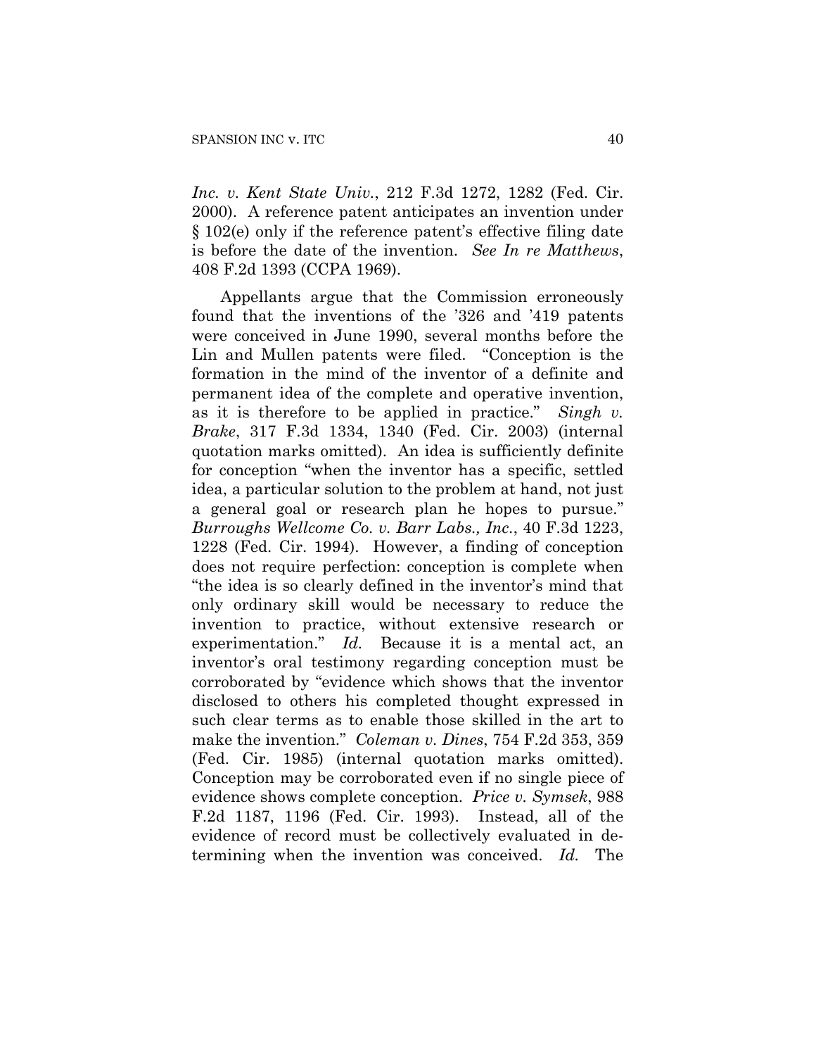*Inc. v. Kent State Univ.*, 212 F.3d 1272, 1282 (Fed. Cir. 2000). A reference patent anticipates an invention under § 102(e) only if the reference patent's effective filing date is before the date of the invention. *See In re Matthews*, 408 F.2d 1393 (CCPA 1969).

Appellants argue that the Commission erroneously found that the inventions of the '326 and '419 patents were conceived in June 1990, several months before the Lin and Mullen patents were filed. "Conception is the formation in the mind of the inventor of a definite and permanent idea of the complete and operative invention, as it is therefore to be applied in practice." *Singh v. Brake*, 317 F.3d 1334, 1340 (Fed. Cir. 2003) (internal quotation marks omitted). An idea is sufficiently definite for conception "when the inventor has a specific, settled idea, a particular solution to the problem at hand, not just a general goal or research plan he hopes to pursue." *Burroughs Wellcome Co. v. Barr Labs., Inc.*, 40 F.3d 1223, 1228 (Fed. Cir. 1994). However, a finding of conception does not require perfection: conception is complete when "the idea is so clearly defined in the inventor's mind that only ordinary skill would be necessary to reduce the invention to practice, without extensive research or experimentation." *Id.* Because it is a mental act, an inventor's oral testimony regarding conception must be corroborated by "evidence which shows that the inventor disclosed to others his completed thought expressed in such clear terms as to enable those skilled in the art to make the invention." *Coleman v. Dines*, 754 F.2d 353, 359 (Fed. Cir. 1985) (internal quotation marks omitted). Conception may be corroborated even if no single piece of evidence shows complete conception. *Price v. Symsek*, 988 F.2d 1187, 1196 (Fed. Cir. 1993). Instead, all of the evidence of record must be collectively evaluated in determining when the invention was conceived. *Id.* The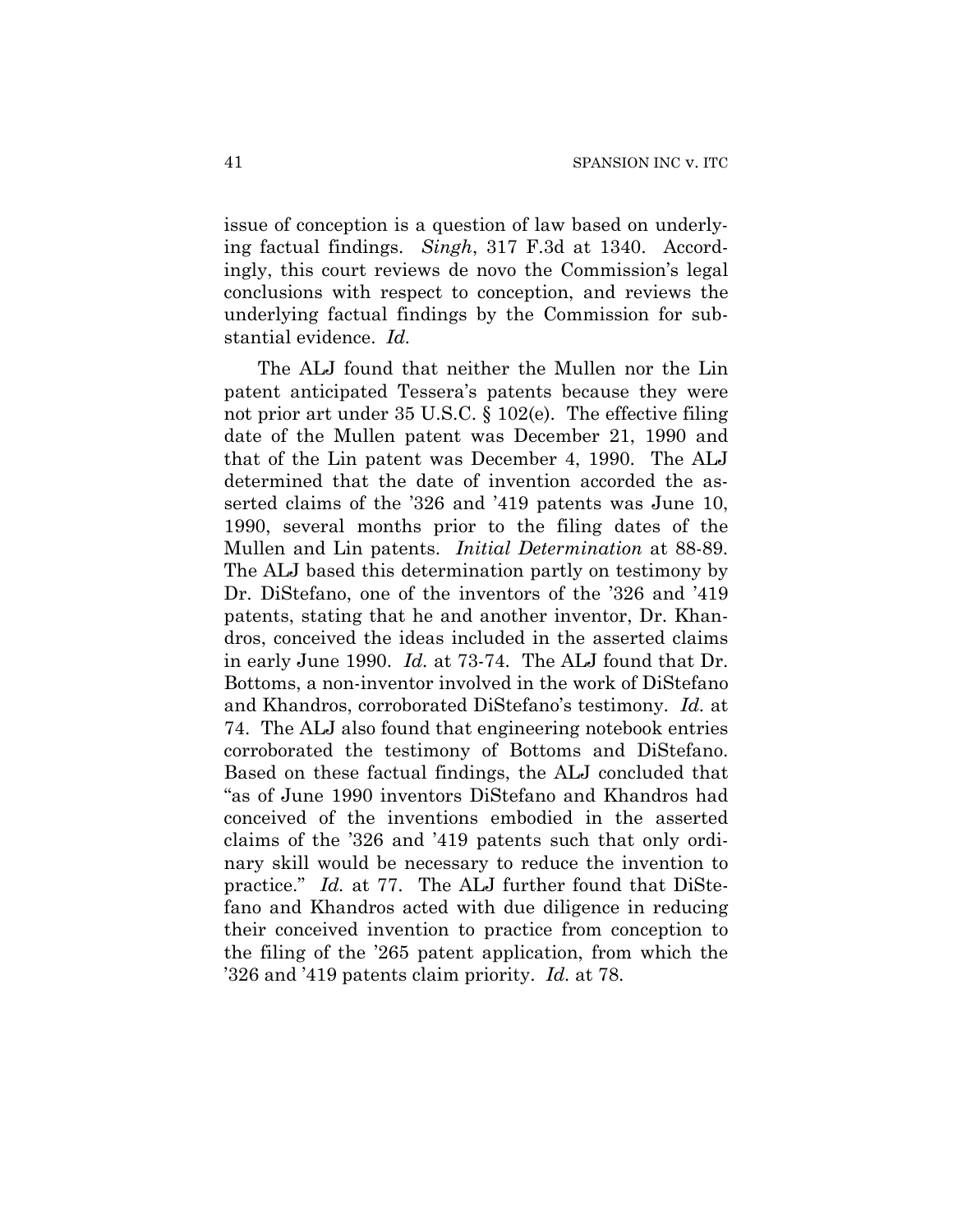issue of conception is a question of law based on underlying factual findings. *Singh*, 317 F.3d at 1340. Accordingly, this court reviews de novo the Commission's legal conclusions with respect to conception, and reviews the underlying factual findings by the Commission for substantial evidence. *Id.*

The ALJ found that neither the Mullen nor the Lin patent anticipated Tessera's patents because they were not prior art under 35 U.S.C. § 102(e). The effective filing date of the Mullen patent was December 21, 1990 and that of the Lin patent was December 4, 1990. The ALJ determined that the date of invention accorded the asserted claims of the '326 and '419 patents was June 10, 1990, several months prior to the filing dates of the Mullen and Lin patents. *Initial Determination* at 88-89. The ALJ based this determination partly on testimony by Dr. DiStefano, one of the inventors of the '326 and '419 patents, stating that he and another inventor, Dr. Khandros, conceived the ideas included in the asserted claims in early June 1990. *Id.* at 73-74. The ALJ found that Dr. Bottoms, a non-inventor involved in the work of DiStefano and Khandros, corroborated DiStefano's testimony. *Id.* at 74. The ALJ also found that engineering notebook entries corroborated the testimony of Bottoms and DiStefano. Based on these factual findings, the ALJ concluded that "as of June 1990 inventors DiStefano and Khandros had conceived of the inventions embodied in the asserted claims of the '326 and '419 patents such that only ordinary skill would be necessary to reduce the invention to practice." *Id.* at 77. The ALJ further found that DiStefano and Khandros acted with due diligence in reducing their conceived invention to practice from conception to the filing of the '265 patent application, from which the '326 and '419 patents claim priority. *Id.* at 78.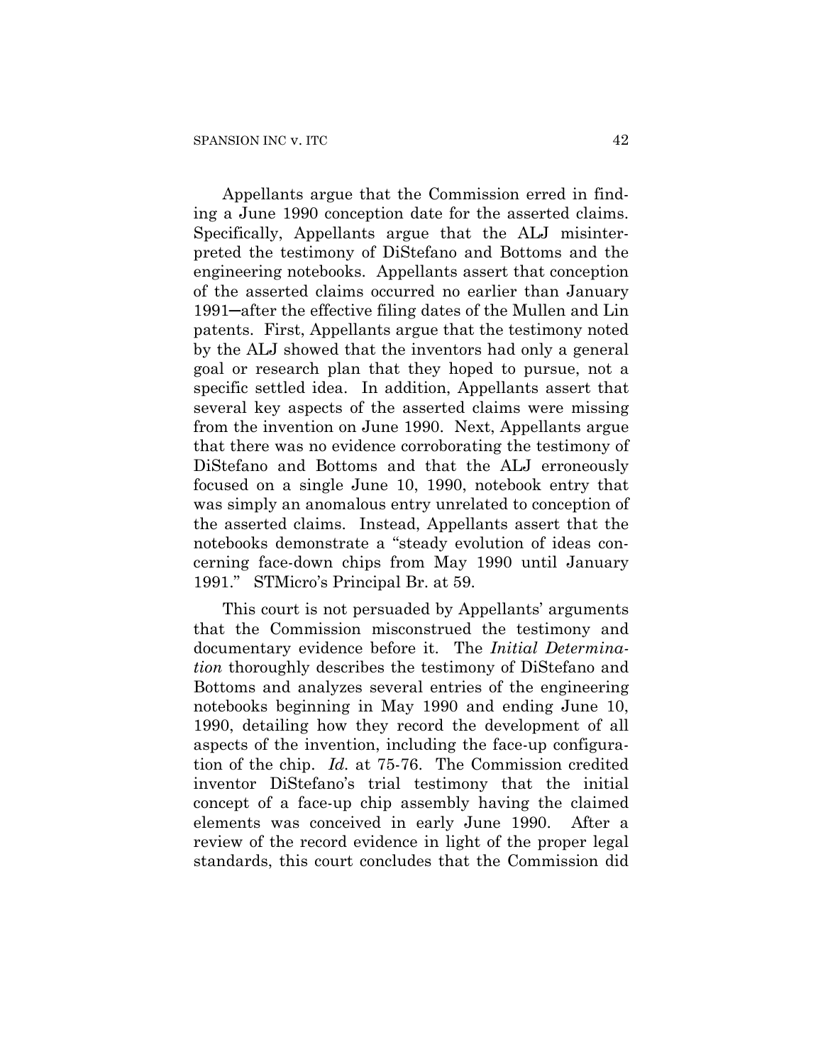Appellants argue that the Commission erred in finding a June 1990 conception date for the asserted claims. Specifically, Appellants argue that the ALJ misinterpreted the testimony of DiStefano and Bottoms and the engineering notebooks. Appellants assert that conception of the asserted claims occurred no earlier than January 1991─after the effective filing dates of the Mullen and Lin patents. First, Appellants argue that the testimony noted by the ALJ showed that the inventors had only a general goal or research plan that they hoped to pursue, not a specific settled idea. In addition, Appellants assert that several key aspects of the asserted claims were missing from the invention on June 1990. Next, Appellants argue that there was no evidence corroborating the testimony of DiStefano and Bottoms and that the ALJ erroneously focused on a single June 10, 1990, notebook entry that was simply an anomalous entry unrelated to conception of the asserted claims. Instead, Appellants assert that the notebooks demonstrate a "steady evolution of ideas concerning face-down chips from May 1990 until January 1991." STMicro's Principal Br. at 59.

This court is not persuaded by Appellants' arguments that the Commission misconstrued the testimony and documentary evidence before it. The *Initial Determination* thoroughly describes the testimony of DiStefano and Bottoms and analyzes several entries of the engineering notebooks beginning in May 1990 and ending June 10, 1990, detailing how they record the development of all aspects of the invention, including the face-up configuration of the chip. *Id.* at 75-76. The Commission credited inventor DiStefano's trial testimony that the initial concept of a face-up chip assembly having the claimed elements was conceived in early June 1990. After a review of the record evidence in light of the proper legal standards, this court concludes that the Commission did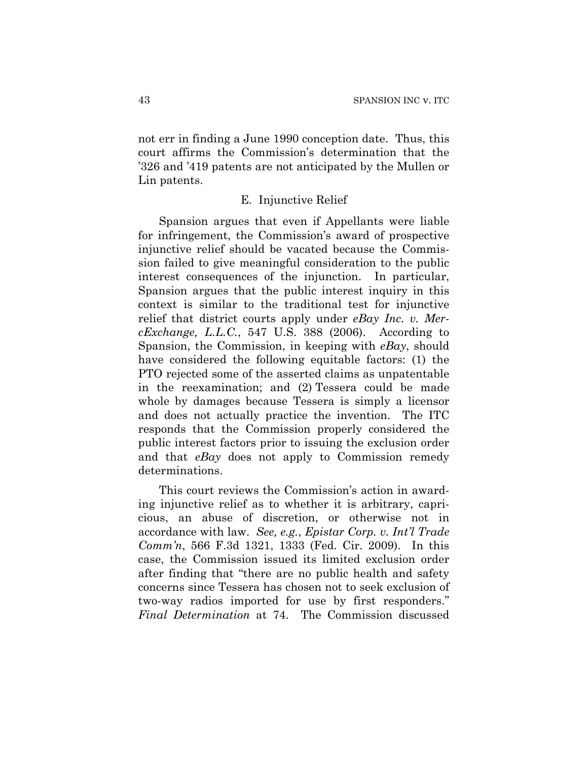not err in finding a June 1990 conception date. Thus, this court affirms the Commission's determination that the '326 and '419 patents are not anticipated by the Mullen or Lin patents.

### E. Injunctive Relief

Spansion argues that even if Appellants were liable for infringement, the Commission's award of prospective injunctive relief should be vacated because the Commission failed to give meaningful consideration to the public interest consequences of the injunction. In particular, Spansion argues that the public interest inquiry in this context is similar to the traditional test for injunctive relief that district courts apply under *eBay Inc. v. MercExchange, L.L.C.*, 547 U.S. 388 (2006). According to Spansion, the Commission, in keeping with *eBay*, should have considered the following equitable factors: (1) the PTO rejected some of the asserted claims as unpatentable in the reexamination; and (2) Tessera could be made whole by damages because Tessera is simply a licensor and does not actually practice the invention. The ITC responds that the Commission properly considered the public interest factors prior to issuing the exclusion order and that *eBay* does not apply to Commission remedy determinations.

This court reviews the Commission's action in awarding injunctive relief as to whether it is arbitrary, capricious, an abuse of discretion, or otherwise not in accordance with law. *See, e.g.*, *Epistar Corp. v. Int'l Trade Comm'n*, 566 F.3d 1321, 1333 (Fed. Cir. 2009). In this case, the Commission issued its limited exclusion order after finding that "there are no public health and safety concerns since Tessera has chosen not to seek exclusion of two-way radios imported for use by first responders." *Final Determination* at 74. The Commission discussed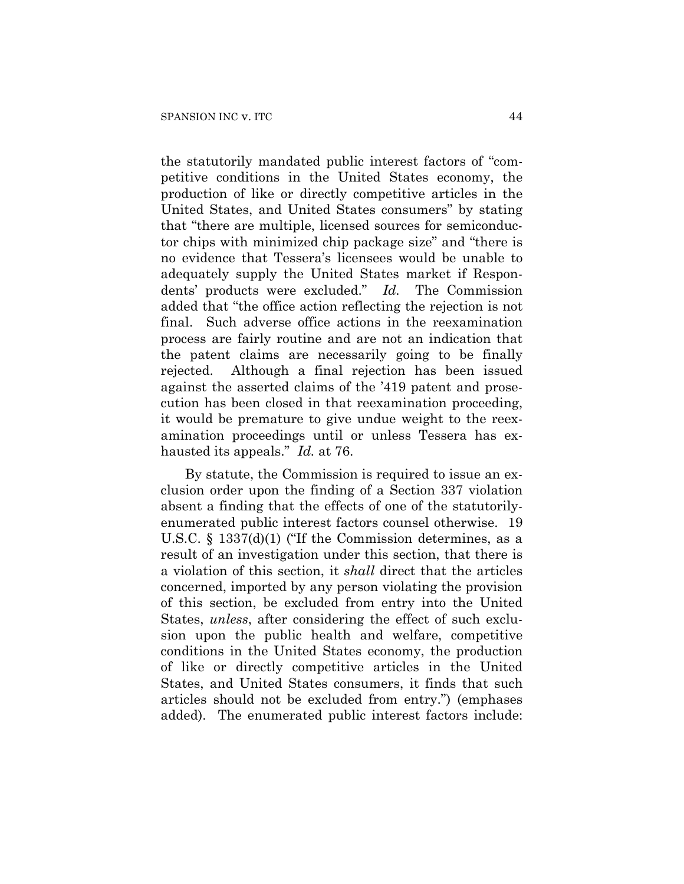the statutorily mandated public interest factors of "competitive conditions in the United States economy, the production of like or directly competitive articles in the United States, and United States consumers" by stating that "there are multiple, licensed sources for semiconductor chips with minimized chip package size" and "there is no evidence that Tessera's licensees would be unable to adequately supply the United States market if Respondents' products were excluded." *Id.* The Commission added that "the office action reflecting the rejection is not final. Such adverse office actions in the reexamination process are fairly routine and are not an indication that the patent claims are necessarily going to be finally rejected. Although a final rejection has been issued against the asserted claims of the '419 patent and prosecution has been closed in that reexamination proceeding, it would be premature to give undue weight to the reexamination proceedings until or unless Tessera has exhausted its appeals." *Id.* at 76.

By statute, the Commission is required to issue an exclusion order upon the finding of a Section 337 violation absent a finding that the effects of one of the statutorily-enumerated public interest factors counsel otherwise. 19 U.S.C. § 1337(d)(1) ("If the Commission determines, as a result of an investigation under this section, that there is a violation of this section, it *shall* direct that the articles concerned, imported by any person violating the provision of this section, be excluded from entry into the United States, *unless*, after considering the effect of such exclusion upon the public health and welfare, competitive conditions in the United States economy, the production of like or directly competitive articles in the United States, and United States consumers, it finds that such articles should not be excluded from entry.") (emphases added). The enumerated public interest factors include: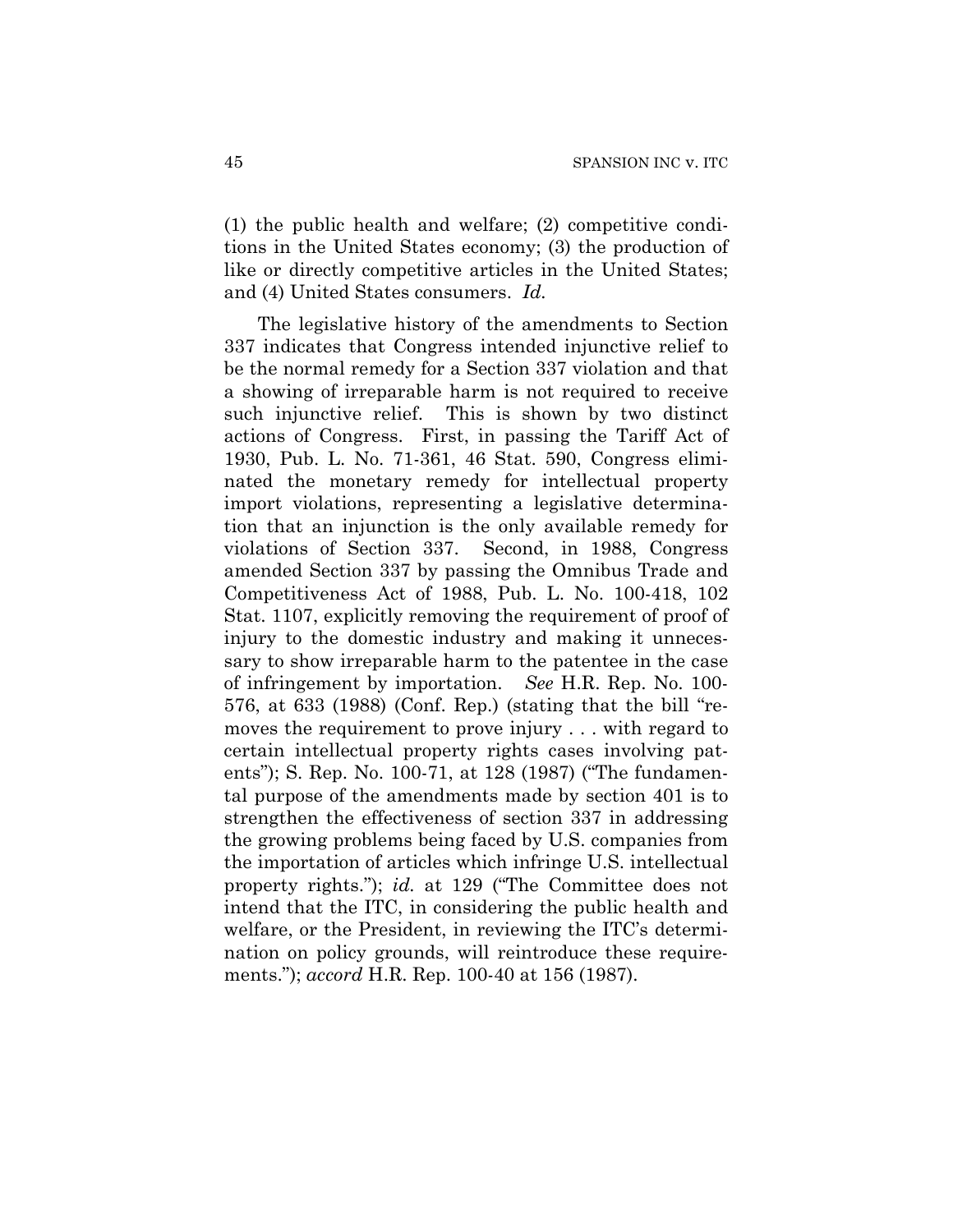(1) the public health and welfare; (2) competitive conditions in the United States economy; (3) the production of like or directly competitive articles in the United States; and (4) United States consumers. *Id.*

The legislative history of the amendments to Section 337 indicates that Congress intended injunctive relief to be the normal remedy for a Section 337 violation and that a showing of irreparable harm is not required to receive such injunctive relief. This is shown by two distinct actions of Congress. First, in passing the Tariff Act of 1930, Pub. L. No. 71-361, 46 Stat. 590, Congress eliminated the monetary remedy for intellectual property import violations, representing a legislative determination that an injunction is the only available remedy for violations of Section 337. Second, in 1988, Congress amended Section 337 by passing the Omnibus Trade and Competitiveness Act of 1988, Pub. L. No. 100-418, 102 Stat. 1107, explicitly removing the requirement of proof of injury to the domestic industry and making it unnecessary to show irreparable harm to the patentee in the case of infringement by importation. *See* H.R. Rep. No. 100-576, at 633 (1988) (Conf. Rep.) (stating that the bill "removes the requirement to prove injury . . . with regard to certain intellectual property rights cases involving patents"); S. Rep. No. 100-71, at 128 (1987) ("The fundamental purpose of the amendments made by section 401 is to strengthen the effectiveness of section 337 in addressing the growing problems being faced by U.S. companies from the importation of articles which infringe U.S. intellectual property rights."); *id.* at 129 ("The Committee does not intend that the ITC, in considering the public health and welfare, or the President, in reviewing the ITC's determination on policy grounds, will reintroduce these requirements."); *accord* H.R. Rep. 100-40 at 156 (1987).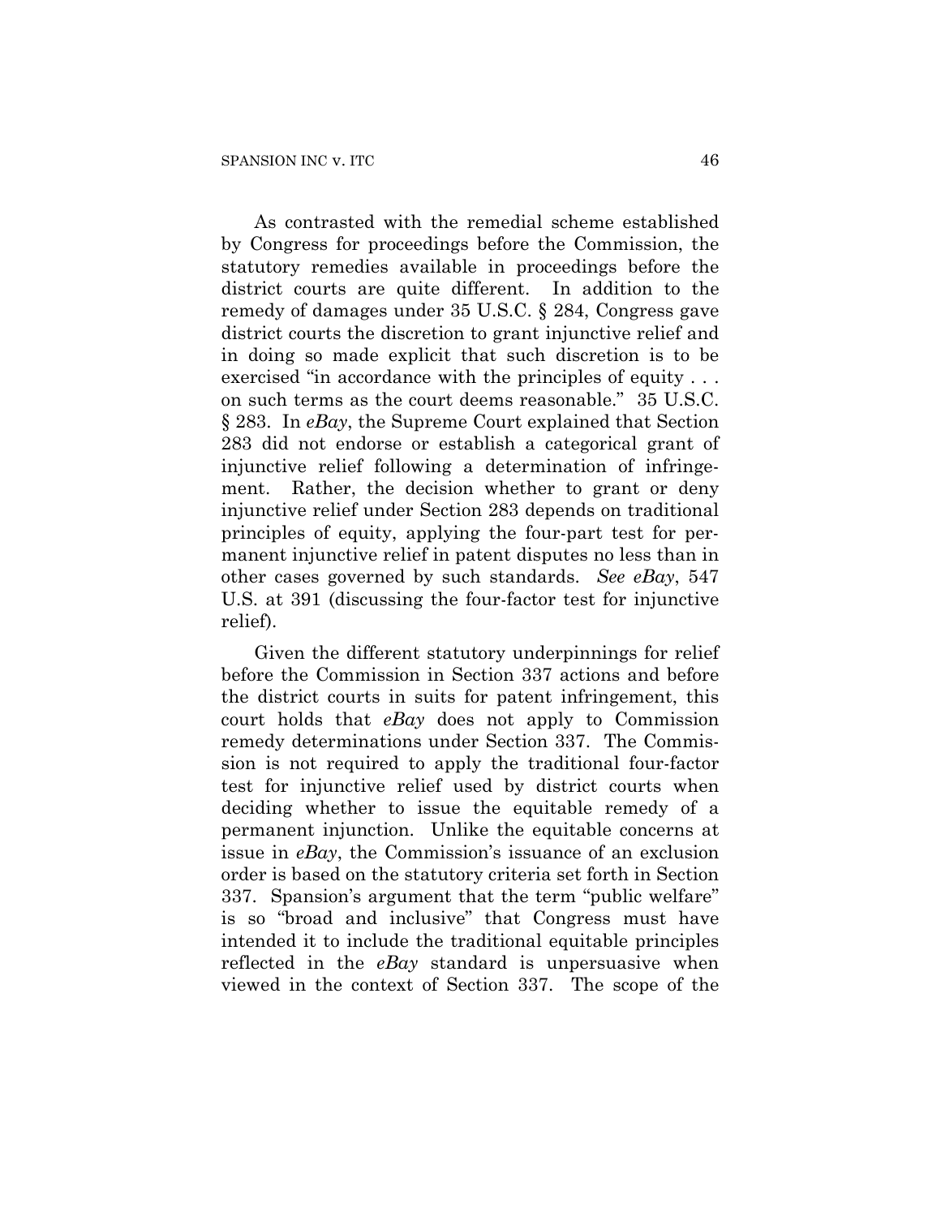As contrasted with the remedial scheme established by Congress for proceedings before the Commission, the statutory remedies available in proceedings before the district courts are quite different. In addition to the remedy of damages under 35 U.S.C. § 284, Congress gave district courts the discretion to grant injunctive relief and in doing so made explicit that such discretion is to be exercised "in accordance with the principles of equity . . . on such terms as the court deems reasonable." 35 U.S.C. § 283. In *eBay*, the Supreme Court explained that Section 283 did not endorse or establish a categorical grant of injunctive relief following a determination of infringement. Rather, the decision whether to grant or deny injunctive relief under Section 283 depends on traditional principles of equity, applying the four-part test for permanent injunctive relief in patent disputes no less than in other cases governed by such standards. *See eBay*, 547 U.S. at 391 (discussing the four-factor test for injunctive relief).

Given the different statutory underpinnings for relief before the Commission in Section 337 actions and before the district courts in suits for patent infringement, this court holds that *eBay* does not apply to Commission remedy determinations under Section 337. The Commission is not required to apply the traditional four-factor test for injunctive relief used by district courts when deciding whether to issue the equitable remedy of a permanent injunction. Unlike the equitable concerns at issue in *eBay*, the Commission's issuance of an exclusion order is based on the statutory criteria set forth in Section 337. Spansion's argument that the term "public welfare" is so "broad and inclusive" that Congress must have intended it to include the traditional equitable principles reflected in the *eBay* standard is unpersuasive when viewed in the context of Section 337. The scope of the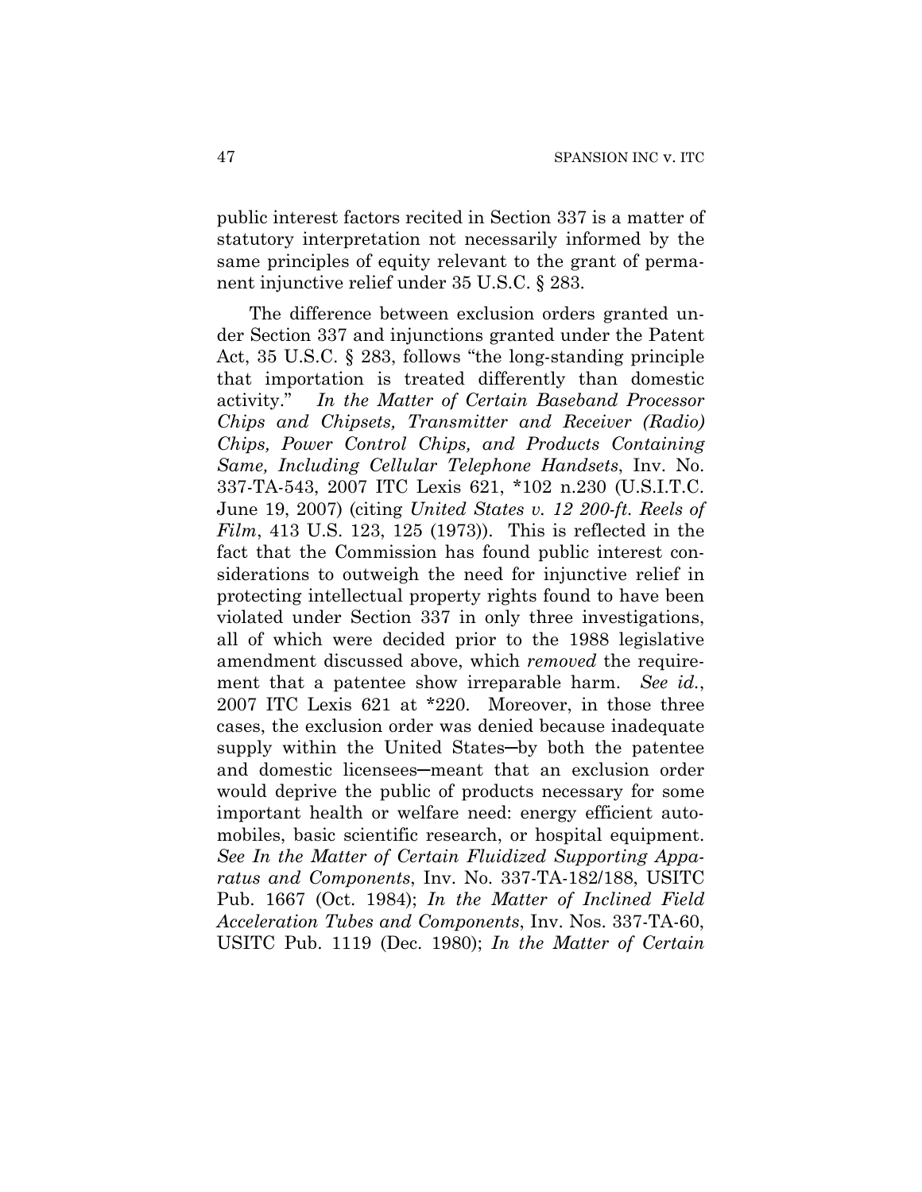public interest factors recited in Section 337 is a matter of statutory interpretation not necessarily informed by the same principles of equity relevant to the grant of permanent injunctive relief under 35 U.S.C. § 283.

The difference between exclusion orders granted under Section 337 and injunctions granted under the Patent Act, 35 U.S.C. § 283, follows "the long-standing principle that importation is treated differently than domestic activity." *In the Matter of Certain Baseband Processor Chips and Chipsets, Transmitter and Receiver (Radio) Chips, Power Control Chips, and Products Containing Same, Including Cellular Telephone Handsets*, Inv. No. 337-TA-543, 2007 ITC Lexis 621, *102 n.230 (U.S.I.T.C. June 19, 2007) (citing *United States v. 12 200-ft. Reels of Film*, 413 U.S. 123, 125 (1973)). This is reflected in the fact that the Commission has found public interest considerations to outweigh the need for injunctive relief in protecting intellectual property rights found to have been violated under Section 337 in only three investigations, all of which were decided prior to the 1988 legislative amendment discussed above, which *removed* the requirement that a patentee show irreparable harm. *See id.*, 2007 ITC Lexis 621 at *220. Moreover, in those three cases, the exclusion order was denied because inadequate supply within the United States—by both the patentee and domestic licensees—meant that an exclusion order would deprive the public of products necessary for some important health or welfare need: energy efficient automobiles, basic scientific research, or hospital equipment. *See In the Matter of Certain Fluidized Supporting Apparatus and Components*, Inv. No. 337-TA-182/188, USITC Pub. 1667 (Oct. 1984); *In the Matter of Inclined Field Acceleration Tubes and Components*, Inv. Nos. 337-TA-60, USITC Pub. 1119 (Dec. 1980); *In the Matter of Certain*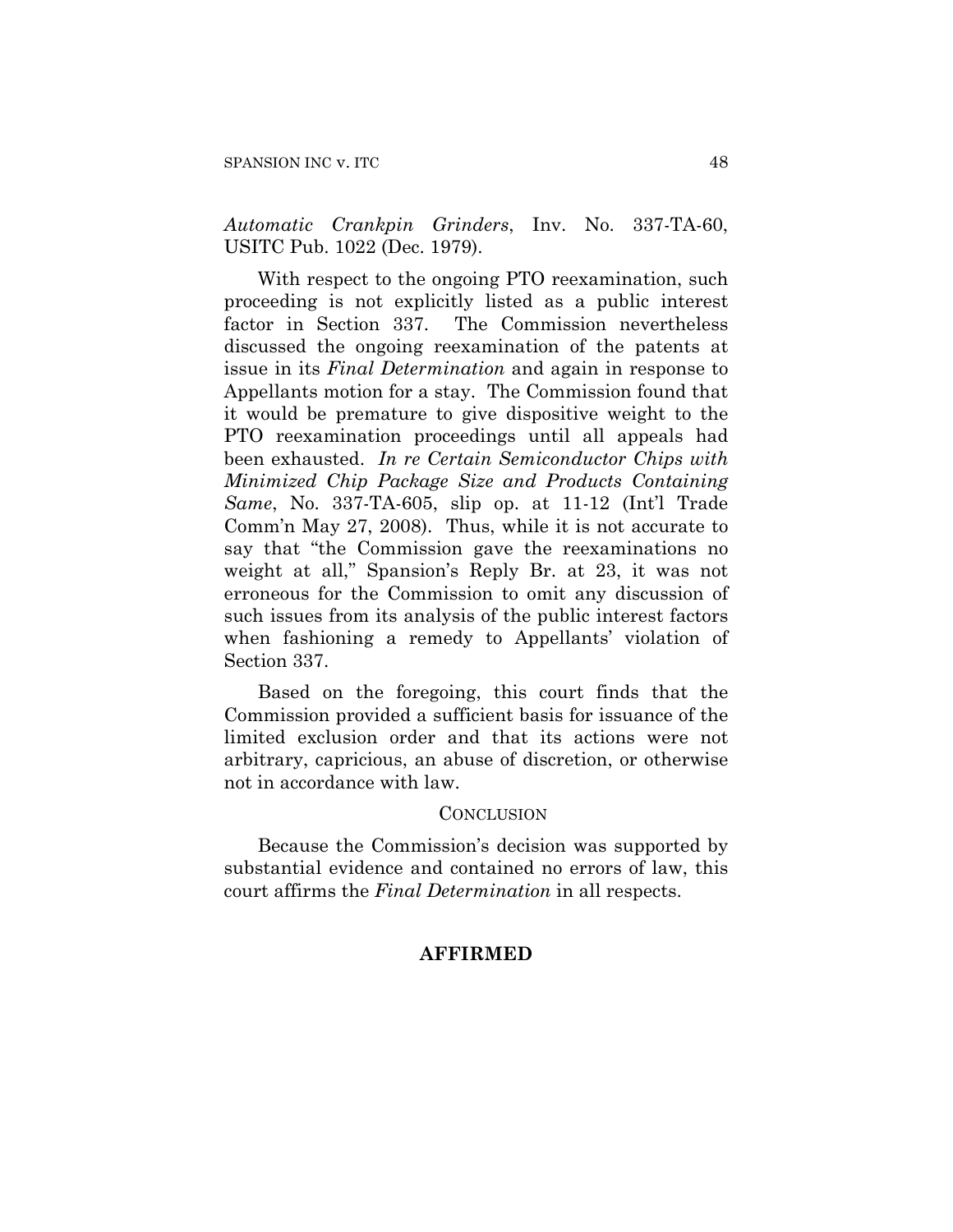*Automatic Crankpin Grinders*, Inv. No. 337-TA-60, USITC Pub. 1022 (Dec. 1979).

With respect to the ongoing PTO reexamination, such proceeding is not explicitly listed as a public interest factor in Section 337. The Commission nevertheless discussed the ongoing reexamination of the patents at issue in its *Final Determination* and again in response to Appellants motion for a stay. The Commission found that it would be premature to give dispositive weight to the PTO reexamination proceedings until all appeals had been exhausted. *In re Certain Semiconductor Chips with Minimized Chip Package Size and Products Containing Same*, No. 337-TA-605, slip op. at 11-12 (Int'l Trade Comm'n May 27, 2008). Thus, while it is not accurate to say that "the Commission gave the reexaminations no weight at all," Spansion's Reply Br. at 23, it was not erroneous for the Commission to omit any discussion of such issues from its analysis of the public interest factors when fashioning a remedy to Appellants' violation of Section 337.

Based on the foregoing, this court finds that the Commission provided a sufficient basis for issuance of the limited exclusion order and that its actions were not arbitrary, capricious, an abuse of discretion, or otherwise not in accordance with law.

## CONCLUSION

Because the Commission's decision was supported by substantial evidence and contained no errors of law, this court affirms the *Final Determination* in all respects.

**AFFIRMED**